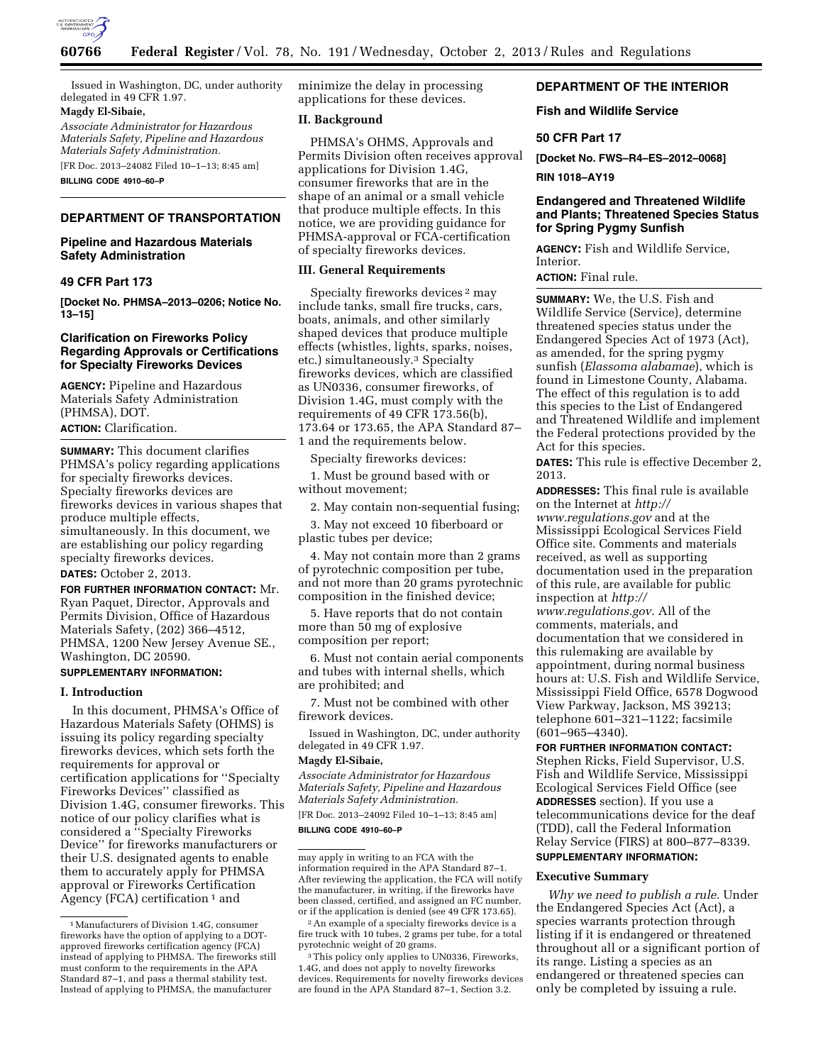Issued in Washington, DC, under authority delegated in 49 CFR 1.97.

**Magdy El-Sibaie,**

*Associate Administrator for Hazardous Materials Safety, Pipeline and Hazardous Materials Safety Administration.*

[FR Doc. 2013–24082 Filed 10–1–13; 8:45 am]

**BILLING CODE 4910–60–P**

## DEPARTMENT OF TRANSPORTATION

### Pipeline and Hazardous Materials Safety Administration

### 49 CFR Part 173

**[Docket No. PHMSA–2013–0206; Notice No. 13–15]**

### Clarification on Fireworks Policy Regarding Approvals or Certifications for Specialty Fireworks Devices

**AGENCY:** Pipeline and Hazardous Materials Safety Administration (PHMSA), DOT.

**ACTION:** Clarification.

**SUMMARY:** This document clarifies PHMSA's policy regarding applications for specialty fireworks devices. Specialty fireworks devices are fireworks devices in various shapes that produce multiple effects, simultaneously. In this document, we are establishing our policy regarding specialty fireworks devices.

**DATES:** October 2, 2013.

**FOR FURTHER INFORMATION CONTACT:** Mr. Ryan Paquet, Director, Approvals and Permits Division, Office of Hazardous Materials Safety, (202) 366–4512, PHMSA, 1200 New Jersey Avenue SE., Washington, DC 20590.

**SUPPLEMENTARY INFORMATION:**

#### I. Introduction

In this document, PHMSA's Office of Hazardous Materials Safety (OHMS) is issuing its policy regarding specialty fireworks devices, which sets forth the requirements for approval or certification applications for "Specialty Fireworks Devices" classified as Division 1.4G, consumer fireworks. This notice of our policy clarifies what is considered a "Specialty Fireworks Device" for fireworks manufacturers or their U.S. designated agents to enable them to accurately apply for PHMSA approval or Fireworks Certification Agency (FCA) certification [1] and minimize the delay in processing applications for these devices.

#### II. Background

PHMSA's OHMS, Approvals and Permits Division often receives approval applications for Division 1.4G, consumer fireworks that are in the shape of an animal or a small vehicle that produce multiple effects. In this notice, we are providing guidance for PHMSA-approval or FCA-certification of specialty fireworks devices.

#### III. General Requirements

Specialty fireworks devices [2] may include tanks, small fire trucks, cars, boats, animals, and other similarly shaped devices that produce multiple effects (whistles, lights, sparks, noises, etc.) simultaneously.[3] Specialty fireworks devices, which are classified as UN0336, consumer fireworks, of Division 1.4G, must comply with the requirements of 49 CFR 173.56(b), 173.64 or 173.65, the APA Standard 87–1 and the requirements below.

Specialty fireworks devices:

1. Must be ground based with or without movement;

2. May contain non-sequential fusing;

3. May not exceed 10 fiberboard or plastic tubes per device;

4. May not contain more than 2 grams of pyrotechnic composition per tube, and not more than 20 grams pyrotechnic composition in the finished device;

5. Have reports that do not contain more than 50 mg of explosive composition per report;

6. Must not contain aerial components and tubes with internal shells, which are prohibited; and

7. Must not be combined with other firework devices.

Issued in Washington, DC, under authority delegated in 49 CFR 1.97.

**Magdy El-Sibaie,**

*Associate Administrator for Hazardous Materials Safety, Pipeline and Hazardous Materials Safety Administration.*

[FR Doc. 2013–24092 Filed 10–1–13; 8:45 am]

**BILLING CODE 4910–60–P**

---

[1] Manufacturers of Division 1.4G, consumer fireworks have the option of applying to a DOT-approved fireworks certification agency (FCA) instead of applying to PHMSA. The fireworks still must conform to the requirements in the APA Standard 87–1, and pass a thermal stability test. Instead of applying to PHMSA, the manufacturer may apply in writing to an FCA with the information required in the APA Standard 87–1. After reviewing the application, the FCA will notify the manufacturer, in writing, if the fireworks have been classed, certified, and assigned an FC number, or if the application is denied (see 49 CFR 173.65).

[2] An example of a specialty fireworks device is a fire truck with 10 tubes, 2 grams per tube, for a total pyrotechnic weight of 20 grams.

[3] This policy only applies to UN0336, Fireworks, 1.4G, and does not apply to novelty fireworks devices. Requirements for novelty fireworks devices are found in the APA Standard 87–1, Section 3.2.

## DEPARTMENT OF THE INTERIOR

### Fish and Wildlife Service

### 50 CFR Part 17

**[Docket No. FWS–R4–ES–2012–0068]**

**RIN 1018–AY19**

### Endangered and Threatened Wildlife and Plants; Threatened Species Status for Spring Pygmy Sunfish

**AGENCY:** Fish and Wildlife Service, Interior.

**ACTION:** Final rule.

**SUMMARY:** We, the U.S. Fish and Wildlife Service (Service), determine threatened species status under the Endangered Species Act of 1973 (Act), as amended, for the spring pygmy sunfish (*Elassoma alabamae*), which is found in Limestone County, Alabama. The effect of this regulation is to add this species to the List of Endangered and Threatened Wildlife and implement the Federal protections provided by the Act for this species.

**DATES:** This rule is effective December 2, 2013.

**ADDRESSES:** This final rule is available on the Internet at *http://www.regulations.gov* and at the Mississippi Ecological Services Field Office site. Comments and materials received, as well as supporting documentation used in the preparation of this rule, are available for public inspection at *http://www.regulations.gov*. All of the comments, materials, and documentation that we considered in this rulemaking are available by appointment, during normal business hours at: U.S. Fish and Wildlife Service, Mississippi Field Office, 6578 Dogwood View Parkway, Jackson, MS 39213; telephone 601–321–1122; facsimile (601–965–4340).

**FOR FURTHER INFORMATION CONTACT:** Stephen Ricks, Field Supervisor, U.S. Fish and Wildlife Service, Mississippi Ecological Services Field Office (see **ADDRESSES** section). If you use a telecommunications device for the deaf (TDD), call the Federal Information Relay Service (FIRS) at 800–877–8339.

**SUPPLEMENTARY INFORMATION:**

#### Executive Summary

*Why we need to publish a rule.* Under the Endangered Species Act (Act), a species warrants protection through listing if it is endangered or threatened throughout all or a significant portion of its range. Listing a species as an endangered or threatened species can only be completed by issuing a rule.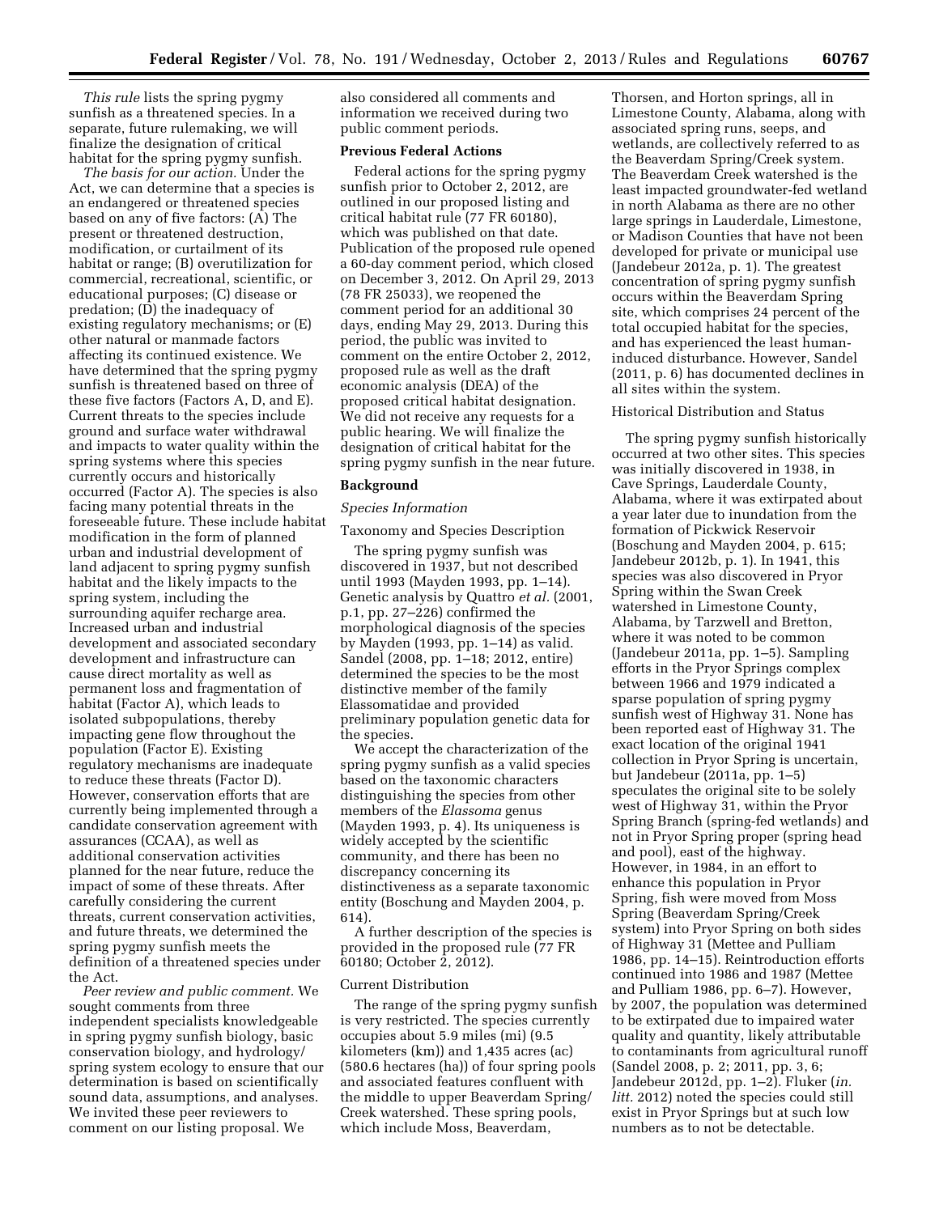*This rule* lists the spring pygmy sunfish as a threatened species. In a separate, future rulemaking, we will finalize the designation of critical habitat for the spring pygmy sunfish.

*The basis for our action.* Under the Act, we can determine that a species is an endangered or threatened species based on any of five factors: (A) The present or threatened destruction, modification, or curtailment of its habitat or range; (B) overutilization for commercial, recreational, scientific, or educational purposes; (C) disease or predation; (D) the inadequacy of existing regulatory mechanisms; or (E) other natural or manmade factors affecting its continued existence. We have determined that the spring pygmy sunfish is threatened based on three of these five factors (Factors A, D, and E). Current threats to the species include ground and surface water withdrawal and impacts to water quality within the spring systems where this species currently occurs and historically occurred (Factor A). The species is also facing many potential threats in the foreseeable future. These include habitat modification in the form of planned urban and industrial development of land adjacent to spring pygmy sunfish habitat and the likely impacts to the spring system, including the surrounding aquifer recharge area. Increased urban and industrial development and associated secondary development and infrastructure can cause direct mortality as well as permanent loss and fragmentation of habitat (Factor A), which leads to isolated subpopulations, thereby impacting gene flow throughout the population (Factor E). Existing regulatory mechanisms are inadequate to reduce these threats (Factor D). However, conservation efforts that are currently being implemented through a candidate conservation agreement with assurances (CCAA), as well as additional conservation activities planned for the near future, reduce the impact of some of these threats. After carefully considering the current threats, current conservation activities, and future threats, we determined the spring pygmy sunfish meets the definition of a threatened species under the Act.

*Peer review and public comment.* We sought comments from three independent specialists knowledgeable in spring pygmy sunfish biology, basic conservation biology, and hydrology/spring system ecology to ensure that our determination is based on scientifically sound data, assumptions, and analyses. We invited these peer reviewers to comment on our listing proposal. We also considered all comments and information we received during two public comment periods.

## Previous Federal Actions

Federal actions for the spring pygmy sunfish prior to October 2, 2012, are outlined in our proposed listing and critical habitat rule (77 FR 60180), which was published on that date. Publication of the proposed rule opened a 60-day comment period, which closed on December 3, 2012. On April 29, 2013 (78 FR 25033), we reopened the comment period for an additional 30 days, ending May 29, 2013. During this period, the public was invited to comment on the entire October 2, 2012, proposed rule as well as the draft economic analysis (DEA) of the proposed critical habitat designation. We did not receive any requests for a public hearing. We will finalize the designation of critical habitat for the spring pygmy sunfish in the near future.

## Background

### *Species Information*

#### Taxonomy and Species Description

The spring pygmy sunfish was discovered in 1937, but not described until 1993 (Mayden 1993, pp. 1–14). Genetic analysis by Quattro *et al.* (2001, p.1, pp. 27–226) confirmed the morphological diagnosis of the species by Mayden (1993, pp. 1–14) as valid. Sandel (2008, pp. 1–18; 2012, entire) determined the species to be the most distinctive member of the family Elassomatidae and provided preliminary population genetic data for the species.

We accept the characterization of the spring pygmy sunfish as a valid species based on the taxonomic characters distinguishing the species from other members of the *Elassoma* genus (Mayden 1993, p. 4). Its uniqueness is widely accepted by the scientific community, and there has been no discrepancy concerning its distinctiveness as a separate taxonomic entity (Boschung and Mayden 2004, p. 614).

A further description of the species is provided in the proposed rule (77 FR 60180; October 2, 2012).

#### Current Distribution

The range of the spring pygmy sunfish is very restricted. The species currently occupies about 5.9 miles (mi) (9.5 kilometers (km)) and 1,435 acres (ac) (580.6 hectares (ha)) of four spring pools and associated features confluent with the middle to upper Beaverdam Spring/Creek watershed. These spring pools, which include Moss, Beaverdam, Thorsen, and Horton springs, all in Limestone County, Alabama, along with associated spring runs, seeps, and wetlands, are collectively referred to as the Beaverdam Spring/Creek system. The Beaverdam Creek watershed is the least impacted groundwater-fed wetland in north Alabama as there are no other large springs in Lauderdale, Limestone, or Madison Counties that have not been developed for private or municipal use (Jandebeur 2012a, p. 1). The greatest concentration of spring pygmy sunfish occurs within the Beaverdam Spring site, which comprises 24 percent of the total occupied habitat for the species, and has experienced the least human-induced disturbance. However, Sandel (2011, p. 6) has documented declines in all sites within the system.

#### Historical Distribution and Status

The spring pygmy sunfish historically occurred at two other sites. This species was initially discovered in 1938, in Cave Springs, Lauderdale County, Alabama, where it was extirpated about a year later due to inundation from the formation of Pickwick Reservoir (Boschung and Mayden 2004, p. 615; Jandebeur 2012b, p. 1). In 1941, this species was also discovered in Pryor Spring within the Swan Creek watershed in Limestone County, Alabama, by Tarzwell and Bretton, where it was noted to be common (Jandebeur 2011a, pp. 1–5). Sampling efforts in the Pryor Springs complex between 1966 and 1979 indicated a sparse population of spring pygmy sunfish west of Highway 31. None has been reported east of Highway 31. The exact location of the original 1941 collection in Pryor Spring is uncertain, but Jandebeur (2011a, pp. 1–5) speculates the original site to be solely west of Highway 31, within the Pryor Spring Branch (spring-fed wetlands) and not in Pryor Spring proper (spring head and pool), east of the highway. However, in 1984, in an effort to enhance this population in Pryor Spring, fish were moved from Moss Spring (Beaverdam Spring/Creek system) into Pryor Spring on both sides of Highway 31 (Mettee and Pulliam 1986, pp. 14–15). Reintroduction efforts continued into 1986 and 1987 (Mettee and Pulliam 1986, pp. 6–7). However, by 2007, the population was determined to be extirpated due to impaired water quality and quantity, likely attributable to contaminants from agricultural runoff (Sandel 2008, p. 2; 2011, pp. 3, 6; Jandebeur 2012d, pp. 1–2). Fluker (*in. litt.* 2012) noted the species could still exist in Pryor Springs but at such low numbers as to not be detectable.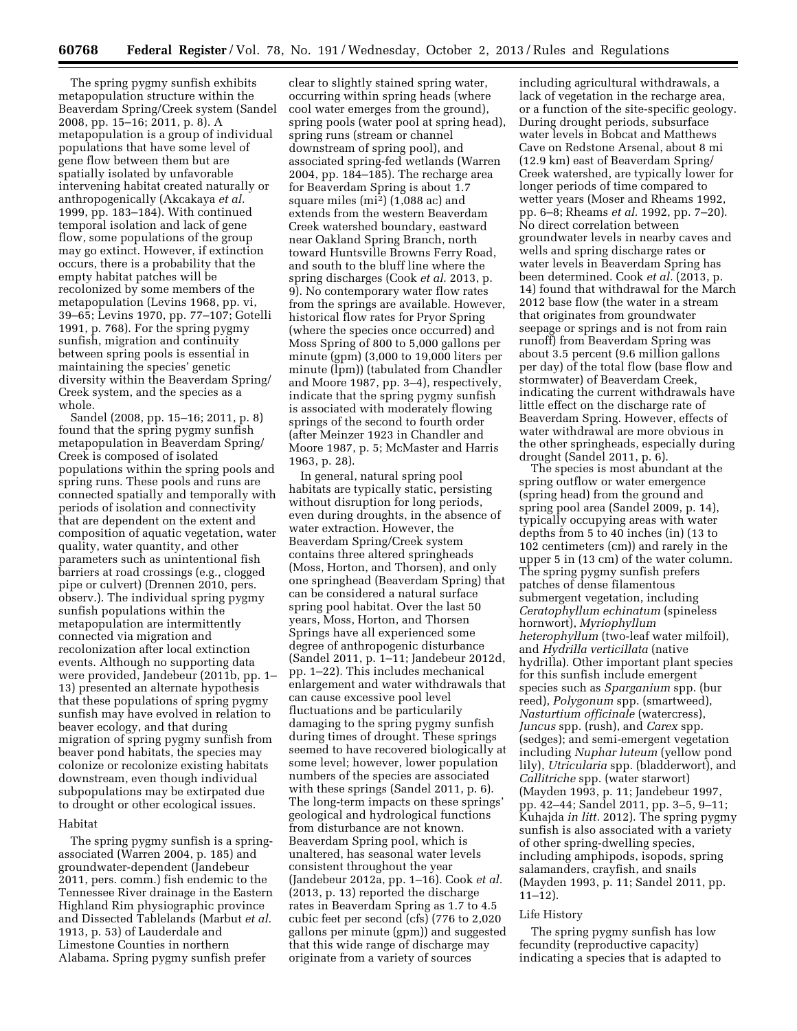The spring pygmy sunfish exhibits metapopulation structure within the Beaverdam Spring/Creek system (Sandel 2008, pp. 15–16; 2011, p. 8). A metapopulation is a group of individual populations that have some level of gene flow between them but are spatially isolated by unfavorable intervening habitat created naturally or anthropogenically (Akcakaya *et al.* 1999, pp. 183–184). With continued temporal isolation and lack of gene flow, some populations of the group may go extinct. However, if extinction occurs, there is a probability that the empty habitat patches will be recolonized by some members of the metapopulation (Levins 1968, pp. vi, 39–65; Levins 1970, pp. 77–107; Gotelli 1991, p. 768). For the spring pygmy sunfish, migration and continuity between spring pools is essential in maintaining the species' genetic diversity within the Beaverdam Spring/Creek system, and the species as a whole.

Sandel (2008, pp. 15–16; 2011, p. 8) found that the spring pygmy sunfish metapopulation in Beaverdam Spring/Creek is composed of isolated populations within the spring pools and spring runs. These pools and runs are connected spatially and temporally with periods of isolation and connectivity that are dependent on the extent and composition of aquatic vegetation, water quality, water quantity, and other parameters such as unintentional fish barriers at road crossings (e.g., clogged pipe or culvert) (Drennen 2010, pers. observ.). The individual spring pygmy sunfish populations within the metapopulation are intermittently connected via migration and recolonization after local extinction events. Although no supporting data were provided, Jandebeur (2011b, pp. 1–13) presented an alternate hypothesis that these populations of spring pygmy sunfish may have evolved in relation to beaver ecology, and that during migration of spring pygmy sunfish from beaver pond habitats, the species may colonize or recolonize existing habitats downstream, even though individual subpopulations may be extirpated due to drought or other ecological issues.

### Habitat

The spring pygmy sunfish is a spring-associated (Warren 2004, p. 185) and groundwater-dependent (Jandebeur 2011, pers. comm.) fish endemic to the Tennessee River drainage in the Eastern Highland Rim physiographic province and Dissected Tablelands (Marbut *et al.* 1913, p. 53) of Lauderdale and Limestone Counties in northern Alabama. Spring pygmy sunfish prefer clear to slightly stained spring water, occurring within spring heads (where cool water emerges from the ground), spring pools (water pool at spring head), spring runs (stream or channel downstream of spring pool), and associated spring-fed wetlands (Warren 2004, pp. 184–185). The recharge area for Beaverdam Spring is about 1.7 square miles (mi²) (1,088 ac) and extends from the western Beaverdam Creek watershed boundary, eastward near Oakland Spring Branch, north toward Huntsville Browns Ferry Road, and south to the bluff line where the spring discharges (Cook *et al.* 2013, p. 9). No contemporary water flow rates from the springs are available. However, historical flow rates for Pryor Spring (where the species once occurred) and Moss Spring of 800 to 5,000 gallons per minute (gpm) (3,000 to 19,000 liters per minute (lpm)) (tabulated from Chandler and Moore 1987, pp. 3–4), respectively, indicate that the spring pygmy sunfish is associated with moderately flowing springs of the second to fourth order (after Meinzer 1923 in Chandler and Moore 1987, p. 5; McMaster and Harris 1963, p. 28).

In general, natural spring pool habitats are typically static, persisting without disruption for long periods, even during droughts, in the absence of water extraction. However, the Beaverdam Spring/Creek system contains three altered springheads (Moss, Horton, and Thorsen), and only one springhead (Beaverdam Spring) that can be considered a natural surface spring pool habitat. Over the last 50 years, Moss, Horton, and Thorsen Springs have all experienced some degree of anthropogenic disturbance (Sandel 2011, p. 1–11; Jandebeur 2012d, pp. 1–22). This includes mechanical enlargement and water withdrawals that can cause excessive pool level fluctuations and be particularly damaging to the spring pygmy sunfish during times of drought. These springs seemed to have recovered biologically at some level; however, lower population numbers of the species are associated with these springs (Sandel 2011, p. 6). The long-term impacts on these springs' geological and hydrological functions from disturbance are not known. Beaverdam Spring pool, which is unaltered, has seasonal water levels consistent throughout the year (Jandebeur 2012a, pp. 1–16). Cook *et al.* (2013, p. 13) reported the discharge rates in Beaverdam Spring as 1.7 to 4.5 cubic feet per second (cfs) (776 to 2,020 gallons per minute (gpm)) and suggested that this wide range of discharge may originate from a variety of sources including agricultural withdrawals, a lack of vegetation in the recharge area, or a function of the site-specific geology. During drought periods, subsurface water levels in Bobcat and Matthews Cave on Redstone Arsenal, about 8 mi (12.9 km) east of Beaverdam Spring/Creek watershed, are typically lower for longer periods of time compared to wetter years (Moser and Rheams 1992, pp. 6–8; Rheams *et al.* 1992, pp. 7–20). No direct correlation between groundwater levels in nearby caves and wells and spring discharge rates or water levels in Beaverdam Spring has been determined. Cook *et al.* (2013, p. 14) found that withdrawal for the March 2012 base flow (the water in a stream that originates from groundwater seepage or springs and is not from rain runoff) from Beaverdam Spring was about 3.5 percent (9.6 million gallons per day) of the total flow (base flow and stormwater) of Beaverdam Creek, indicating the current withdrawals have little effect on the discharge rate of Beaverdam Spring. However, effects of water withdrawal are more obvious in the other springheads, especially during drought (Sandel 2011, p. 6).

The species is most abundant at the spring outflow or water emergence (spring head) from the ground and spring pool area (Sandel 2009, p. 14), typically occupying areas with water depths from 5 to 40 inches (in) (13 to 102 centimeters (cm)) and rarely in the upper 5 in (13 cm) of the water column. The spring pygmy sunfish prefers patches of dense filamentous submergent vegetation, including *Ceratophyllum echinatum* (spineless hornwort), *Myriophyllum heterophyllum* (two-leaf water milfoil), and *Hydrilla verticillata* (native hydrilla). Other important plant species for this sunfish include emergent species such as *Sparganium* spp. (bur reed), *Polygonum* spp. (smartweed), *Nasturtium officinale* (watercress), *Juncus* spp. (rush), and *Carex* spp. (sedges); and semi-emergent vegetation including *Nuphar luteum* (yellow pond lily), *Utricularia* spp. (bladderwort), and *Callitriche* spp. (water starwort) (Mayden 1993, p. 11; Jandebeur 1997, pp. 42–44; Sandel 2011, pp. 3–5, 9–11; Kuhajda *in litt.* 2012). The spring pygmy sunfish is also associated with a variety of other spring-dwelling species, including amphipods, isopods, spring salamanders, crayfish, and snails (Mayden 1993, p. 11; Sandel 2011, pp. 11–12).

### Life History

The spring pygmy sunfish has low fecundity (reproductive capacity) indicating a species that is adapted to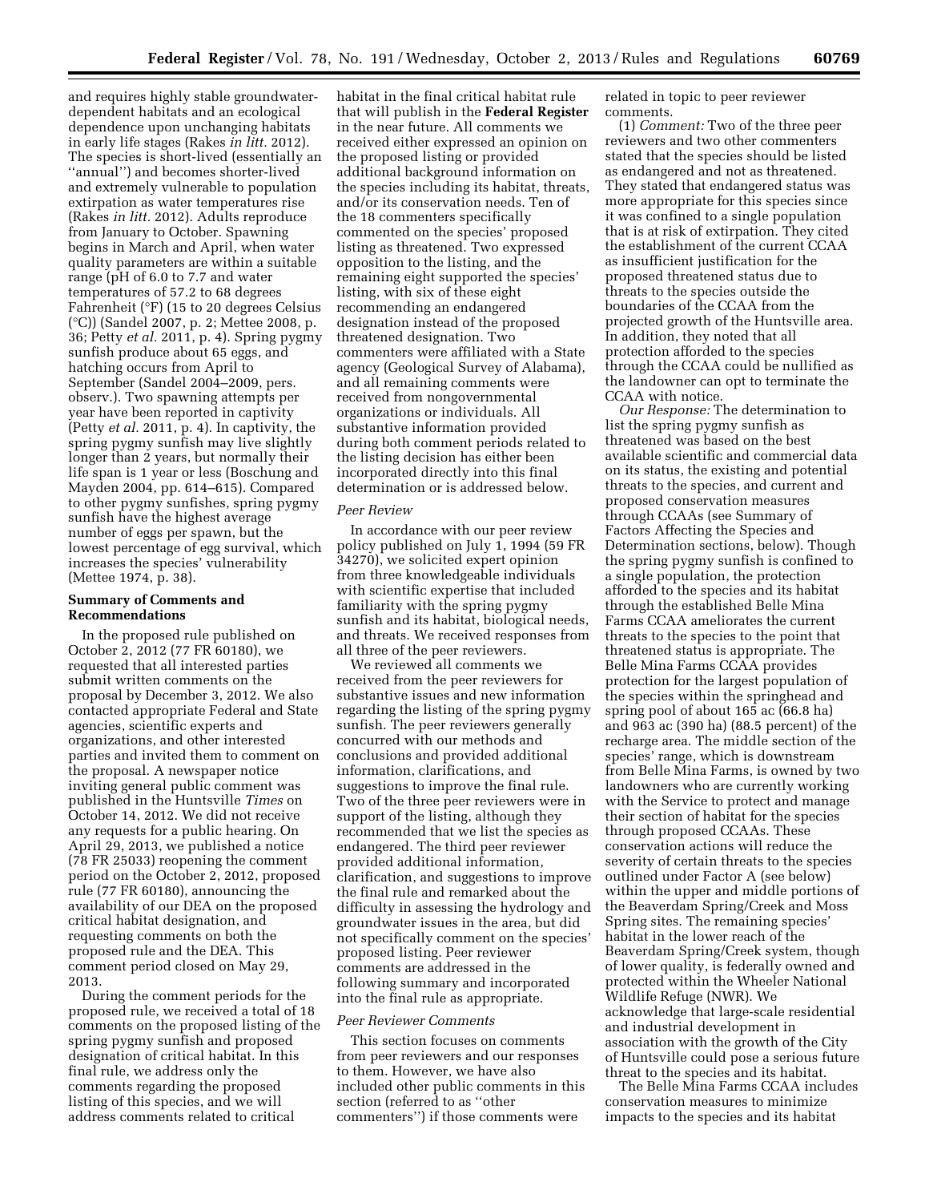and requires highly stable groundwater-dependent habitats and an ecological dependence upon unchanging habitats in early life stages (Rakes *in litt.* 2012). The species is short-lived (essentially an ''annual'') and becomes shorter-lived and extremely vulnerable to population extirpation as water temperatures rise (Rakes *in litt.* 2012). Adults reproduce from January to October. Spawning begins in March and April, when water quality parameters are within a suitable range (pH of 6.0 to 7.7 and water temperatures of 57.2 to 68 degrees Fahrenheit (°F) (15 to 20 degrees Celsius (°C)) (Sandel 2007, p. 2; Mettee 2008, p. 36; Petty *et al.* 2011, p. 4). Spring pygmy sunfish produce about 65 eggs, and hatching occurs from April to September (Sandel 2004–2009, pers. observ.). Two spawning attempts per year have been reported in captivity (Petty *et al.* 2011, p. 4). In captivity, the spring pygmy sunfish may live slightly longer than 2 years, but normally their life span is 1 year or less (Boschung and Mayden 2004, pp. 614–615). Compared to other pygmy sunfishes, spring pygmy sunfish have the highest average number of eggs per spawn, but the lowest percentage of egg survival, which increases the species' vulnerability (Mettee 1974, p. 38).

## Summary of Comments and Recommendations

In the proposed rule published on October 2, 2012 (77 FR 60180), we requested that all interested parties submit written comments on the proposal by December 3, 2012. We also contacted appropriate Federal and State agencies, scientific experts and organizations, and other interested parties and invited them to comment on the proposal. A newspaper notice inviting general public comment was published in the Huntsville *Times* on October 14, 2012. We did not receive any requests for a public hearing. On April 29, 2013, we published a notice (78 FR 25033) reopening the comment period on the October 2, 2012, proposed rule (77 FR 60180), announcing the availability of our DEA on the proposed critical habitat designation, and requesting comments on both the proposed rule and the DEA. This comment period closed on May 29, 2013.

During the comment periods for the proposed rule, we received a total of 18 comments on the proposed listing of the spring pygmy sunfish and proposed designation of critical habitat. In this final rule, we address only the comments regarding the proposed listing of this species, and we will address comments related to critical habitat in the final critical habitat rule that will publish in the **Federal Register** in the near future. All comments we received either expressed an opinion on the proposed listing or provided additional background information on the species including its habitat, threats, and/or its conservation needs. Ten of the 18 commenters specifically commented on the species' proposed listing as threatened. Two expressed opposition to the listing, and the remaining eight supported the species' listing, with six of these eight recommending an endangered designation instead of the proposed threatened designation. Two commenters were affiliated with a State agency (Geological Survey of Alabama), and all remaining comments were received from nongovernmental organizations or individuals. All substantive information provided during both comment periods related to the listing decision has either been incorporated directly into this final determination or is addressed below.

### *Peer Review*

In accordance with our peer review policy published on July 1, 1994 (59 FR 34270), we solicited expert opinion from three knowledgeable individuals with scientific expertise that included familiarity with the spring pygmy sunfish and its habitat, biological needs, and threats. We received responses from all three of the peer reviewers.

We reviewed all comments we received from the peer reviewers for substantive issues and new information regarding the listing of the spring pygmy sunfish. The peer reviewers generally concurred with our methods and conclusions and provided additional information, clarifications, and suggestions to improve the final rule. Two of the three peer reviewers were in support of the listing, although they recommended that we list the species as endangered. The third peer reviewer provided additional information, clarification, and suggestions to improve the final rule and remarked about the difficulty in assessing the hydrology and groundwater issues in the area, but did not specifically comment on the species' proposed listing. Peer reviewer comments are addressed in the following summary and incorporated into the final rule as appropriate.

### *Peer Reviewer Comments*

This section focuses on comments from peer reviewers and our responses to them. However, we have also included other public comments in this section (referred to as ''other commenters'') if those comments were related in topic to peer reviewer comments.

(1) *Comment:* Two of the three peer reviewers and two other commenters stated that the species should be listed as endangered and not as threatened. They stated that endangered status was more appropriate for this species since it was confined to a single population that is at risk of extirpation. They cited the establishment of the current CCAA as insufficient justification for the proposed threatened status due to threats to the species outside the boundaries of the CCAA from the projected growth of the Huntsville area. In addition, they noted that all protection afforded to the species through the CCAA could be nullified as the landowner can opt to terminate the CCAA with notice.

*Our Response:* The determination to list the spring pygmy sunfish as threatened was based on the best available scientific and commercial data on its status, the existing and potential threats to the species, and current and proposed conservation measures through CCAAs (see Summary of Factors Affecting the Species and Determination sections, below). Though the spring pygmy sunfish is confined to a single population, the protection afforded to the species and its habitat through the established Belle Mina Farms CCAA ameliorates the current threats to the species to the point that threatened status is appropriate. The Belle Mina Farms CCAA provides protection for the largest population of the species within the springhead and spring pool of about 165 ac (66.8 ha) and 963 ac (390 ha) (88.5 percent) of the recharge area. The middle section of the species' range, which is downstream from Belle Mina Farms, is owned by two landowners who are currently working with the Service to protect and manage their section of habitat for the species through proposed CCAAs. These conservation actions will reduce the severity of certain threats to the species outlined under Factor A (see below) within the upper and middle portions of the Beaverdam Spring/Creek and Moss Spring sites. The remaining species' habitat in the lower reach of the Beaverdam Spring/Creek system, though of lower quality, is federally owned and protected within the Wheeler National Wildlife Refuge (NWR). We acknowledge that large-scale residential and industrial development in association with the growth of the City of Huntsville could pose a serious future threat to the species and its habitat.

The Belle Mina Farms CCAA includes conservation measures to minimize impacts to the species and its habitat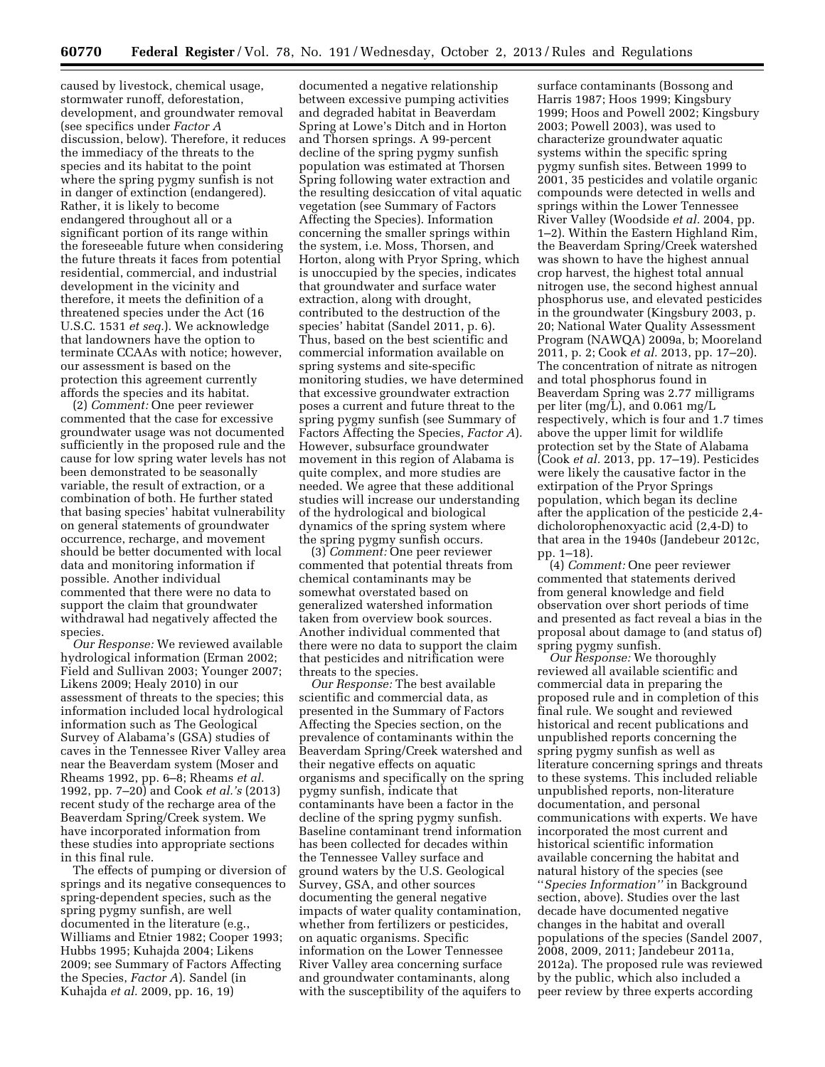caused by livestock, chemical usage, stormwater runoff, deforestation, development, and groundwater removal (see specifics under *Factor A* discussion, below). Therefore, it reduces the immediacy of the threats to the species and its habitat to the point where the spring pygmy sunfish is not in danger of extinction (endangered). Rather, it is likely to become endangered throughout all or a significant portion of its range within the foreseeable future when considering the future threats it faces from potential residential, commercial, and industrial development in the vicinity and therefore, it meets the definition of a threatened species under the Act (16 U.S.C. 1531 *et seq.*). We acknowledge that landowners have the option to terminate CCAAs with notice; however, our assessment is based on the protection this agreement currently affords the species and its habitat.

(2) *Comment:* One peer reviewer commented that the case for excessive groundwater usage was not documented sufficiently in the proposed rule and the cause for low spring water levels has not been demonstrated to be seasonally variable, the result of extraction, or a combination of both. He further stated that basing species' habitat vulnerability on general statements of groundwater occurrence, recharge, and movement should be better documented with local data and monitoring information if possible. Another individual commented that there were no data to support the claim that groundwater withdrawal had negatively affected the species.

*Our Response:* We reviewed available hydrological information (Erman 2002; Field and Sullivan 2003; Younger 2007; Likens 2009; Healy 2010) in our assessment of threats to the species; this information included local hydrological information such as The Geological Survey of Alabama's (GSA) studies of caves in the Tennessee River Valley area near the Beaverdam system (Moser and Rheams 1992, pp. 6–8; Rheams *et al.* 1992, pp. 7–20) and Cook *et al.'s* (2013) recent study of the recharge area of the Beaverdam Spring/Creek system. We have incorporated information from these studies into appropriate sections in this final rule.

The effects of pumping or diversion of springs and its negative consequences to spring-dependent species, such as the spring pygmy sunfish, are well documented in the literature (e.g., Williams and Etnier 1982; Cooper 1993; Hubbs 1995; Kuhajda 2004; Likens 2009; see Summary of Factors Affecting the Species, *Factor A*). Sandel (in Kuhajda *et al.* 2009, pp. 16, 19) documented a negative relationship between excessive pumping activities and degraded habitat in Beaverdam Spring at Lowe's Ditch and in Horton and Thorsen springs. A 99-percent decline of the spring pygmy sunfish population was estimated at Thorsen Spring following water extraction and the resulting desiccation of vital aquatic vegetation (see Summary of Factors Affecting the Species). Information concerning the smaller springs within the system, i.e. Moss, Thorsen, and Horton, along with Pryor Spring, which is unoccupied by the species, indicates that groundwater and surface water extraction, along with drought, contributed to the destruction of the species' habitat (Sandel 2011, p. 6). Thus, based on the best scientific and commercial information available on spring systems and site-specific monitoring studies, we have determined that excessive groundwater extraction poses a current and future threat to the spring pygmy sunfish (see Summary of Factors Affecting the Species, *Factor A*). However, subsurface groundwater movement in this region of Alabama is quite complex, and more studies are needed. We agree that these additional studies will increase our understanding of the hydrological and biological dynamics of the spring system where the spring pygmy sunfish occurs.

(3) *Comment:* One peer reviewer commented that potential threats from chemical contaminants may be somewhat overstated based on generalized watershed information taken from overview book sources. Another individual commented that there were no data to support the claim that pesticides and nitrification were threats to the species.

*Our Response:* The best available scientific and commercial data, as presented in the Summary of Factors Affecting the Species section, on the prevalence of contaminants within the Beaverdam Spring/Creek watershed and their negative effects on aquatic organisms and specifically on the spring pygmy sunfish, indicate that contaminants have been a factor in the decline of the spring pygmy sunfish. Baseline contaminant trend information has been collected for decades within the Tennessee Valley surface and ground waters by the U.S. Geological Survey, GSA, and other sources documenting the general negative impacts of water quality contamination, whether from fertilizers or pesticides, on aquatic organisms. Specific information on the Lower Tennessee River Valley area concerning surface and groundwater contaminants, along with the susceptibility of the aquifers to surface contaminants (Bossong and Harris 1987; Hoos 1999; Kingsbury 1999; Hoos and Powell 2002; Kingsbury 2003; Powell 2003), was used to characterize groundwater aquatic systems within the specific spring pygmy sunfish sites. Between 1999 to 2001, 35 pesticides and volatile organic compounds were detected in wells and springs within the Lower Tennessee River Valley (Woodside *et al.* 2004, pp. 1–2). Within the Eastern Highland Rim, the Beaverdam Spring/Creek watershed was shown to have the highest annual crop harvest, the highest total annual nitrogen use, the second highest annual phosphorus use, and elevated pesticides in the groundwater (Kingsbury 2003, p. 20; National Water Quality Assessment Program (NAWQA) 2009a, b; Mooreland 2011, p. 2; Cook *et al.* 2013, pp. 17–20). The concentration of nitrate as nitrogen and total phosphorus found in Beaverdam Spring was 2.77 milligrams per liter (mg/L), and 0.061 mg/L respectively, which is four and 1.7 times above the upper limit for wildlife protection set by the State of Alabama (Cook *et al.* 2013, pp. 17–19). Pesticides were likely the causative factor in the extirpation of the Pryor Springs population, which began its decline after the application of the pesticide 2,4-dicholorophenoxyactic acid (2,4-D) to that area in the 1940s (Jandebeur 2012c, pp. 1–18).

(4) *Comment:* One peer reviewer commented that statements derived from general knowledge and field observation over short periods of time and presented as fact reveal a bias in the proposal about damage to (and status of) spring pygmy sunfish.

*Our Response:* We thoroughly reviewed all available scientific and commercial data in preparing the proposed rule and in completion of this final rule. We sought and reviewed historical and recent publications and unpublished reports concerning the spring pygmy sunfish as well as literature concerning springs and threats to these systems. This included reliable unpublished reports, non-literature documentation, and personal communications with experts. We have incorporated the most current and historical scientific information available concerning the habitat and natural history of the species (see ''*Species Information''* in Background section, above). Studies over the last decade have documented negative changes in the habitat and overall populations of the species (Sandel 2007, 2008, 2009, 2011; Jandebeur 2011a, 2012a). The proposed rule was reviewed by the public, which also included a peer review by three experts according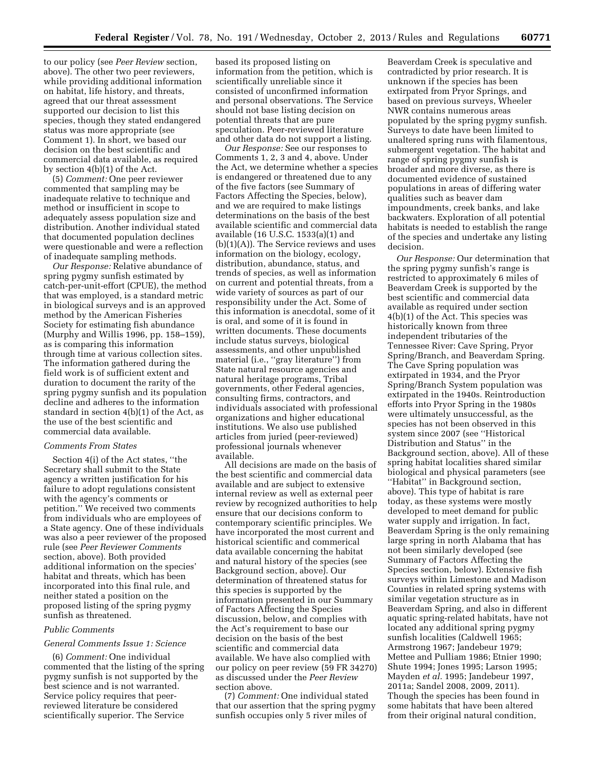to our policy (see *Peer Review* section, above). The other two peer reviewers, while providing additional information on habitat, life history, and threats, agreed that our threat assessment supported our decision to list this species, though they stated endangered status was more appropriate (see Comment 1). In short, we based our decision on the best scientific and commercial data available, as required by section 4(b)(1) of the Act.

(5) *Comment:* One peer reviewer commented that sampling may be inadequate relative to technique and method or insufficient in scope to adequately assess population size and distribution. Another individual stated that documented population declines were questionable and were a reflection of inadequate sampling methods.

*Our Response:* Relative abundance of spring pygmy sunfish estimated by catch-per-unit-effort (CPUE), the method that was employed, is a standard metric in biological surveys and is an approved method by the American Fisheries Society for estimating fish abundance (Murphy and Willis 1996, pp. 158–159), as is comparing this information through time at various collection sites. The information gathered during the field work is of sufficient extent and duration to document the rarity of the spring pygmy sunfish and its population decline and adheres to the information standard in section 4(b)(1) of the Act, as the use of the best scientific and commercial data available.

### *Comments From States*

Section 4(i) of the Act states, ''the Secretary shall submit to the State agency a written justification for his failure to adopt regulations consistent with the agency's comments or petition.'' We received two comments from individuals who are employees of a State agency. One of these individuals was also a peer reviewer of the proposed rule (see *Peer Reviewer Comments* section, above). Both provided additional information on the species' habitat and threats, which has been incorporated into this final rule, and neither stated a position on the proposed listing of the spring pygmy sunfish as threatened.

### *Public Comments*

#### *General Comments Issue 1: Science*

(6) *Comment:* One individual commented that the listing of the spring pygmy sunfish is not supported by the best science and is not warranted. Service policy requires that peer-reviewed literature be considered scientifically superior. The Service based its proposed listing on information from the petition, which is scientifically unreliable since it consisted of unconfirmed information and personal observations. The Service should not base listing decision on potential threats that are pure speculation. Peer-reviewed literature and other data do not support a listing.

*Our Response:* See our responses to Comments 1, 2, 3 and 4, above. Under the Act, we determine whether a species is endangered or threatened due to any of the five factors (see Summary of Factors Affecting the Species, below), and we are required to make listings determinations on the basis of the best available scientific and commercial data available (16 U.S.C. 1533(a)(1) and (b)(1)(A)). The Service reviews and uses information on the biology, ecology, distribution, abundance, status, and trends of species, as well as information on current and potential threats, from a wide variety of sources as part of our responsibility under the Act. Some of this information is anecdotal, some of it is oral, and some of it is found in written documents. These documents include status surveys, biological assessments, and other unpublished material (i.e., ''gray literature'') from State natural resource agencies and natural heritage programs, Tribal governments, other Federal agencies, consulting firms, contractors, and individuals associated with professional organizations and higher educational institutions. We also use published articles from juried (peer-reviewed) professional journals whenever available.

All decisions are made on the basis of the best scientific and commercial data available and are subject to extensive internal review as well as external peer review by recognized authorities to help ensure that our decisions conform to contemporary scientific principles. We have incorporated the most current and historical scientific and commerical data available concerning the habitat and natural history of the species (see Background section, above). Our determination of threatened status for this species is supported by the information presented in our Summary of Factors Affecting the Species discussion, below, and complies with the Act's requirement to base our decision on the basis of the best scientific and commercial data available. We have also complied with our policy on peer review (59 FR 34270) as discussed under the *Peer Review* section above.

(7) *Comment:* One individual stated that our assertion that the spring pygmy sunfish occupies only 5 river miles of Beaverdam Creek is speculative and contradicted by prior research. It is unknown if the species has been extirpated from Pryor Springs, and based on previous surveys, Wheeler NWR contains numerous areas populated by the spring pygmy sunfish. Surveys to date have been limited to unaltered spring runs with filamentous, submergent vegetation. The habitat and range of spring pygmy sunfish is broader and more diverse, as there is documented evidence of sustained populations in areas of differing water qualities such as beaver dam impoundments, creek banks, and lake backwaters. Exploration of all potential habitats is needed to establish the range of the species and undertake any listing decision.

*Our Response:* Our determination that the spring pygmy sunfish's range is restricted to approximately 6 miles of Beaverdam Creek is supported by the best scientific and commercial data available as required under section 4(b)(1) of the Act. This species was historically known from three independent tributaries of the Tennessee River: Cave Spring, Pryor Spring/Branch, and Beaverdam Spring. The Cave Spring population was extirpated in 1934, and the Pryor Spring/Branch System population was extirpated in the 1940s. Reintroduction efforts into Pryor Spring in the 1980s were ultimately unsuccessful, as the species has not been observed in this system since 2007 (see ''Historical Distribution and Status'' in the Background section, above). All of these spring habitat localities shared similar biological and physical parameters (see ''Habitat'' in Background section, above). This type of habitat is rare today, as these systems were mostly developed to meet demand for public water supply and irrigation. In fact, Beaverdam Spring is the only remaining large spring in north Alabama that has not been similarly developed (see Summary of Factors Affecting the Species section, below). Extensive fish surveys within Limestone and Madison Counties in related spring systems with similar vegetation structure as in Beaverdam Spring, and also in different aquatic spring-related habitats, have not located any additional spring pygmy sunfish localities (Caldwell 1965; Armstrong 1967; Jandebeur 1979; Mettee and Pulliam 1986; Etnier 1990; Shute 1994; Jones 1995; Larson 1995; Mayden *et al*. 1995; Jandebeur 1997, 2011a; Sandel 2008, 2009, 2011). Though the species has been found in some habitats that have been altered from their original natural condition,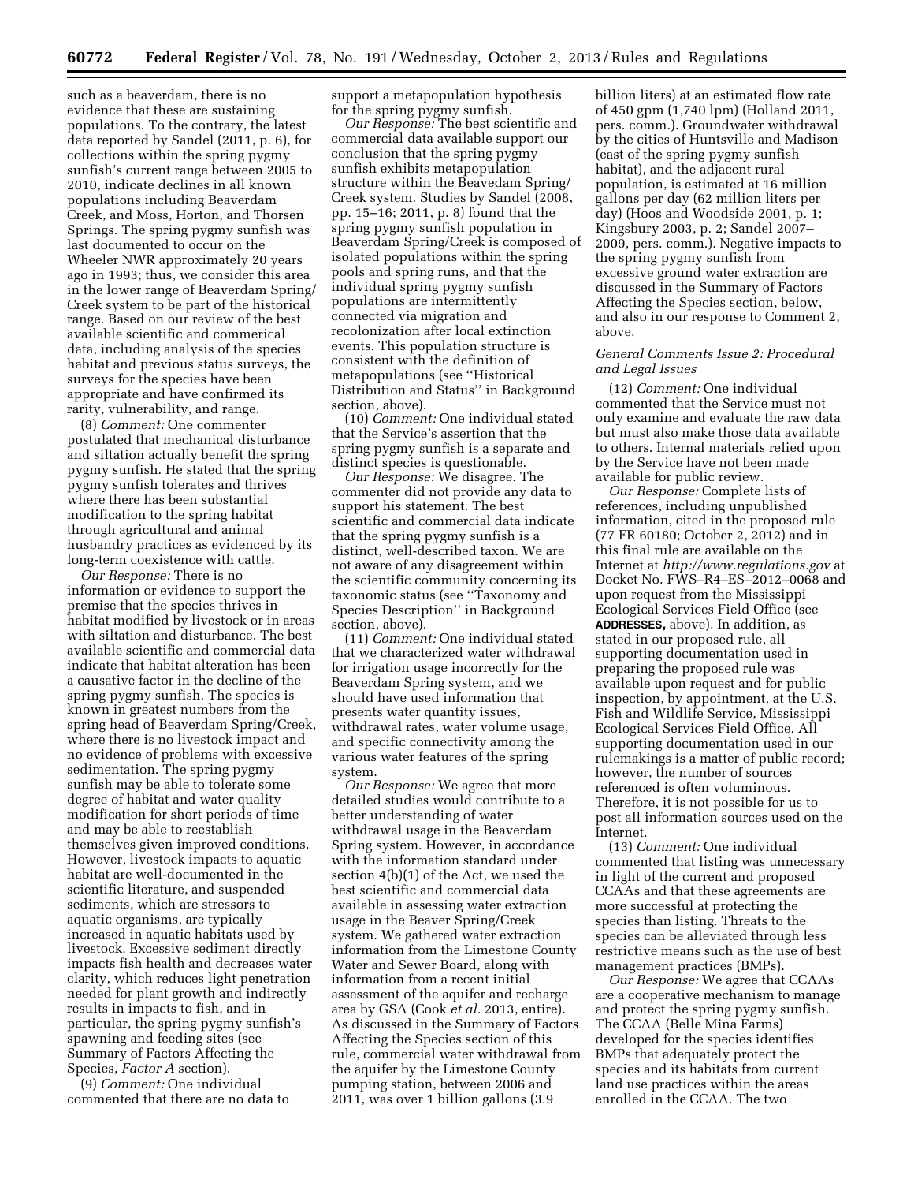such as a beaverdam, there is no evidence that these are sustaining populations. To the contrary, the latest data reported by Sandel (2011, p. 6), for collections within the spring pygmy sunfish's current range between 2005 to 2010, indicate declines in all known populations including Beaverdam Creek, and Moss, Horton, and Thorsen Springs. The spring pygmy sunfish was last documented to occur on the Wheeler NWR approximately 20 years ago in 1993; thus, we consider this area in the lower range of Beaverdam Spring/Creek system to be part of the historical range. Based on our review of the best available scientific and commerical data, including analysis of the species habitat and previous status surveys, the surveys for the species have been appropriate and have confirmed its rarity, vulnerability, and range.

(8) *Comment:* One commenter postulated that mechanical disturbance and siltation actually benefit the spring pygmy sunfish. He stated that the spring pygmy sunfish tolerates and thrives where there has been substantial modification to the spring habitat through agricultural and animal husbandry practices as evidenced by its long-term coexistence with cattle.

*Our Response:* There is no information or evidence to support the premise that the species thrives in habitat modified by livestock or in areas with siltation and disturbance. The best available scientific and commercial data indicate that habitat alteration has been a causative factor in the decline of the spring pygmy sunfish. The species is known in greatest numbers from the spring head of Beaverdam Spring/Creek, where there is no livestock impact and no evidence of problems with excessive sedimentation. The spring pygmy sunfish may be able to tolerate some degree of habitat and water quality modification for short periods of time and may be able to reestablish themselves given improved conditions. However, livestock impacts to aquatic habitat are well-documented in the scientific literature, and suspended sediments, which are stressors to aquatic organisms, are typically increased in aquatic habitats used by livestock. Excessive sediment directly impacts fish health and decreases water clarity, which reduces light penetration needed for plant growth and indirectly results in impacts to fish, and in particular, the spring pygmy sunfish's spawning and feeding sites (see Summary of Factors Affecting the Species, *Factor A* section).

(9) *Comment:* One individual commented that there are no data to support a metapopulation hypothesis for the spring pygmy sunfish.

*Our Response:* The best scientific and commercial data available support our conclusion that the spring pygmy sunfish exhibits metapopulation structure within the Beavedam Spring/Creek system. Studies by Sandel (2008, pp. 15–16; 2011, p. 8) found that the spring pygmy sunfish population in Beaverdam Spring/Creek is composed of isolated populations within the spring pools and spring runs, and that the individual spring pygmy sunfish populations are intermittently connected via migration and recolonization after local extinction events. This population structure is consistent with the definition of metapopulations (see "Historical Distribution and Status" in Background section, above).

(10) *Comment:* One individual stated that the Service's assertion that the spring pygmy sunfish is a separate and distinct species is questionable.

*Our Response:* We disagree. The commenter did not provide any data to support his statement. The best scientific and commercial data indicate that the spring pygmy sunfish is a distinct, well-described taxon. We are not aware of any disagreement within the scientific community concerning its taxonomic status (see "Taxonomy and Species Description" in Background section, above).

(11) *Comment:* One individual stated that we characterized water withdrawal for irrigation usage incorrectly for the Beaverdam Spring system, and we should have used information that presents water quantity issues, withdrawal rates, water volume usage, and specific connectivity among the various water features of the spring system.

*Our Response:* We agree that more detailed studies would contribute to a better understanding of water withdrawal usage in the Beaverdam Spring system. However, in accordance with the information standard under section 4(b)(1) of the Act, we used the best scientific and commercial data available in assessing water extraction usage in the Beaver Spring/Creek system. We gathered water extraction information from the Limestone County Water and Sewer Board, along with information from a recent initial assessment of the aquifer and recharge area by GSA (Cook *et al.* 2013, entire). As discussed in the Summary of Factors Affecting the Species section of this rule, commercial water withdrawal from the aquifer by the Limestone County pumping station, between 2006 and 2011, was over 1 billion gallons (3.9 billion liters) at an estimated flow rate of 450 gpm (1,740 lpm) (Holland 2011, pers. comm.). Groundwater withdrawal by the cities of Huntsville and Madison (east of the spring pygmy sunfish habitat), and the adjacent rural population, is estimated at 16 million gallons per day (62 million liters per day) (Hoos and Woodside 2001, p. 1; Kingsbury 2003, p. 2; Sandel 2007–2009, pers. comm.). Negative impacts to the spring pygmy sunfish from excessive ground water extraction are discussed in the Summary of Factors Affecting the Species section, below, and also in our response to Comment 2, above.

### *General Comments Issue 2: Procedural and Legal Issues*

(12) *Comment:* One individual commented that the Service must not only examine and evaluate the raw data but must also make those data available to others. Internal materials relied upon by the Service have not been made available for public review.

*Our Response:* Complete lists of references, including unpublished information, cited in the proposed rule (77 FR 60180; October 2, 2012) and in this final rule are available on the Internet at *http://www.regulations.gov* at Docket No. FWS–R4–ES–2012–0068 and upon request from the Mississippi Ecological Services Field Office (see **ADDRESSES,** above). In addition, as stated in our proposed rule, all supporting documentation used in preparing the proposed rule was available upon request and for public inspection, by appointment, at the U.S. Fish and Wildlife Service, Mississippi Ecological Services Field Office. All supporting documentation used in our rulemakings is a matter of public record; however, the number of sources referenced is often voluminous. Therefore, it is not possible for us to post all information sources used on the Internet.

(13) *Comment:* One individual commented that listing was unnecessary in light of the current and proposed CCAAs and that these agreements are more successful at protecting the species than listing. Threats to the species can be alleviated through less restrictive means such as the use of best management practices (BMPs).

*Our Response:* We agree that CCAAs are a cooperative mechanism to manage and protect the spring pygmy sunfish. The CCAA (Belle Mina Farms) developed for the species identifies BMPs that adequately protect the species and its habitats from current land use practices within the areas enrolled in the CCAA. The two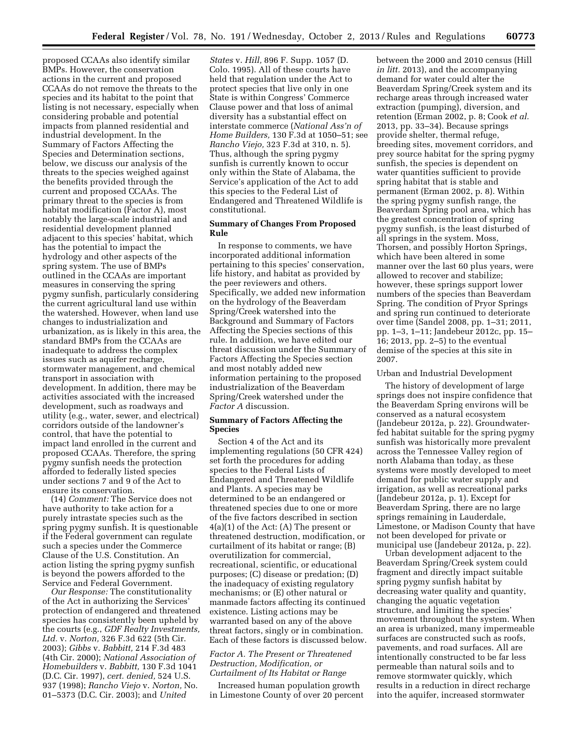proposed CCAAs also identify similar BMPs. However, the conservation actions in the current and proposed CCAAs do not remove the threats to the species and its habitat to the point that listing is not necessary, especially when considering probable and potential impacts from planned residential and industrial development. In the Summary of Factors Affecting the Species and Determination sections, below, we discuss our analysis of the threats to the species weighed against the benefits provided through the current and proposed CCAAs. The primary threat to the species is from habitat modification (Factor A), most notably the large-scale industrial and residential development planned adjacent to this species' habitat, which has the potential to impact the hydrology and other aspects of the spring system. The use of BMPs outlined in the CCAAs are important measures in conserving the spring pygmy sunfish, particularly considering the current agricultural land use within the watershed. However, when land use changes to industrialization and urbanization, as is likely in this area, the standard BMPs from the CCAAs are inadequate to address the complex issues such as aquifer recharge, stormwater management, and chemical transport in association with development. In addition, there may be activities associated with the increased development, such as roadways and utility (e.g., water, sewer, and electrical) corridors outside of the landowner's control, that have the potential to impact land enrolled in the current and proposed CCAAs. Therefore, the spring pygmy sunfish needs the protection afforded to federally listed species under sections 7 and 9 of the Act to ensure its conservation.

(14) *Comment:* The Service does not have authority to take action for a purely intrastate species such as the spring pygmy sunfish. It is questionable if the Federal government can regulate such a species under the Commerce Clause of the U.S. Constitution. An action listing the spring pygmy sunfish is beyond the powers afforded to the Service and Federal Government.

*Our Response:* The constitutionality of the Act in authorizing the Services' protection of endangered and threatened species has consistently been upheld by the courts (e.g., *GDF Realty Investments, Ltd.* v. *Norton,* 326 F.3d 622 (5th Cir. 2003); *Gibbs* v. *Babbitt,* 214 F.3d 483 (4th Cir. 2000); *National Association of Homebuilders* v. *Babbitt,* 130 F.3d 1041 (D.C. Cir. 1997), *cert. denied,* 524 U.S. 937 (1998); *Rancho Viejo* v. *Norton,* No. 01–5373 (D.C. Cir. 2003); and *United States* v. *Hill,* 896 F. Supp. 1057 (D. Colo. 1995). All of these courts have held that regulation under the Act to protect species that live only in one State is within Congress' Commerce Clause power and that loss of animal diversity has a substantial effect on interstate commerce (*National Ass'n of Home Builders,* 130 F.3d at 1050–51; see *Rancho Viejo,* 323 F.3d at 310, n. 5). Thus, although the spring pygmy sunfish is currently known to occur only within the State of Alabama, the Service's application of the Act to add this species to the Federal List of Endangered and Threatened Wildlife is constitutional.

## Summary of Changes From Proposed Rule

In response to comments, we have incorporated additional information pertaining to this species' conservation, life history, and habitat as provided by the peer reviewers and others. Specifically, we added new information on the hydrology of the Beaverdam Spring/Creek watershed into the Background and Summary of Factors Affecting the Species sections of this rule. In addition, we have edited our threat discussion under the Summary of Factors Affecting the Species section and most notably added new information pertaining to the proposed industrialization of the Beaverdam Spring/Creek watershed under the *Factor A* discussion.

## Summary of Factors Affecting the Species

Section 4 of the Act and its implementing regulations (50 CFR 424) set forth the procedures for adding species to the Federal Lists of Endangered and Threatened Wildlife and Plants. A species may be determined to be an endangered or threatened species due to one or more of the five factors described in section 4(a)(1) of the Act: (A) The present or threatened destruction, modification, or curtailment of its habitat or range; (B) overutilization for commercial, recreational, scientific, or educational purposes; (C) disease or predation; (D) the inadequacy of existing regulatory mechanisms; or (E) other natural or manmade factors affecting its continued existence. Listing actions may be warranted based on any of the above threat factors, singly or in combination. Each of these factors is discussed below.

### *Factor A. The Present or Threatened Destruction, Modification, or Curtailment of Its Habitat or Range*

Increased human population growth in Limestone County of over 20 percent between the 2000 and 2010 census (Hill *in litt.* 2013), and the accompanying demand for water could alter the Beaverdam Spring/Creek system and its recharge areas through increased water extraction (pumping), diversion, and retention (Erman 2002, p. 8; Cook *et al.* 2013, pp. 33–34). Because springs provide shelter, thermal refuge, breeding sites, movement corridors, and prey source habitat for the spring pygmy sunfish, the species is dependent on water quantities sufficient to provide spring habitat that is stable and permanent (Erman 2002, p. 8). Within the spring pygmy sunfish range, the Beaverdam Spring pool area, which has the greatest concentration of spring pygmy sunfish, is the least disturbed of all springs in the system. Moss, Thorsen, and possibly Horton Springs, which have been altered in some manner over the last 60 plus years, were allowed to recover and stabilize; however, these springs support lower numbers of the species than Beaverdam Spring. The condition of Pryor Springs and spring run continued to deteriorate over time (Sandel 2008, pp. 1–31; 2011, pp. 1–3, 1–11; Jandebeur 2012c, pp. 15–16; 2013, pp. 2–5) to the eventual demise of the species at this site in 2007.

#### Urban and Industrial Development

The history of development of large springs does not inspire confidence that the Beaverdam Spring environs will be conserved as a natural ecosystem (Jandebeur 2012a, p. 22). Groundwater-fed habitat suitable for the spring pygmy sunfish was historically more prevalent across the Tennessee Valley region of north Alabama than today, as these systems were mostly developed to meet demand for public water supply and irrigation, as well as recreational parks (Jandebeur 2012a, p. 1). Except for Beaverdam Spring, there are no large springs remaining in Lauderdale, Limestone, or Madison County that have not been developed for private or municipal use (Jandebeur 2012a, p. 22).

Urban development adjacent to the Beaverdam Spring/Creek system could fragment and directly impact suitable spring pygmy sunfish habitat by decreasing water quality and quantity, changing the aquatic vegetation structure, and limiting the species' movement throughout the system. When an area is urbanized, many impermeable surfaces are constructed such as roofs, pavements, and road surfaces. All are intentionally constructed to be far less permeable than natural soils and to remove stormwater quickly, which results in a reduction in direct recharge into the aquifer, increased stormwater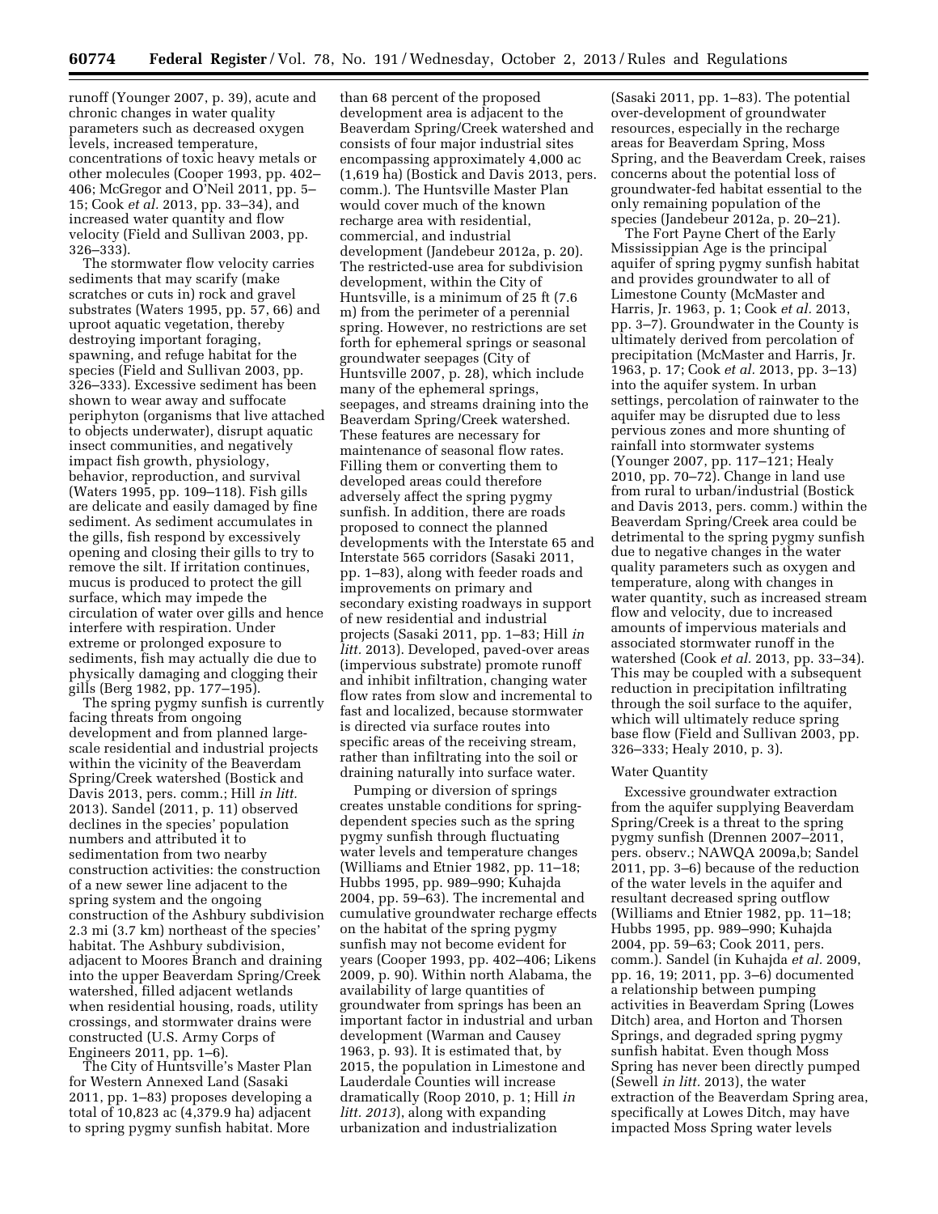runoff (Younger 2007, p. 39), acute and chronic changes in water quality parameters such as decreased oxygen levels, increased temperature, concentrations of toxic heavy metals or other molecules (Cooper 1993, pp. 402–406; McGregor and O'Neil 2011, pp. 5–15; Cook *et al.* 2013, pp. 33–34), and increased water quantity and flow velocity (Field and Sullivan 2003, pp. 326–333).

The stormwater flow velocity carries sediments that may scarify (make scratches or cuts in) rock and gravel substrates (Waters 1995, pp. 57, 66) and uproot aquatic vegetation, thereby destroying important foraging, spawning, and refuge habitat for the species (Field and Sullivan 2003, pp. 326–333). Excessive sediment has been shown to wear away and suffocate periphyton (organisms that live attached to objects underwater), disrupt aquatic insect communities, and negatively impact fish growth, physiology, behavior, reproduction, and survival (Waters 1995, pp. 109–118). Fish gills are delicate and easily damaged by fine sediment. As sediment accumulates in the gills, fish respond by excessively opening and closing their gills to try to remove the silt. If irritation continues, mucus is produced to protect the gill surface, which may impede the circulation of water over gills and hence interfere with respiration. Under extreme or prolonged exposure to sediments, fish may actually die due to physically damaging and clogging their gills (Berg 1982, pp. 177–195).

The spring pygmy sunfish is currently facing threats from ongoing development and from planned large-scale residential and industrial projects within the vicinity of the Beaverdam Spring/Creek watershed (Bostick and Davis 2013, pers. comm.; Hill *in litt.* 2013). Sandel (2011, p. 11) observed declines in the species' population numbers and attributed it to sedimentation from two nearby construction activities: the construction of a new sewer line adjacent to the spring system and the ongoing construction of the Ashbury subdivision 2.3 mi (3.7 km) northeast of the species' habitat. The Ashbury subdivision, adjacent to Moores Branch and draining into the upper Beaverdam Spring/Creek watershed, filled adjacent wetlands when residential housing, roads, utility crossings, and stormwater drains were constructed (U.S. Army Corps of Engineers 2011, pp. 1–6).

The City of Huntsville's Master Plan for Western Annexed Land (Sasaki 2011, pp. 1–83) proposes developing a total of 10,823 ac (4,379.9 ha) adjacent to spring pygmy sunfish habitat. More than 68 percent of the proposed development area is adjacent to the Beaverdam Spring/Creek watershed and consists of four major industrial sites encompassing approximately 4,000 ac (1,619 ha) (Bostick and Davis 2013, pers. comm.). The Huntsville Master Plan would cover much of the known recharge area with residential, commercial, and industrial development (Jandebeur 2012a, p. 20). The restricted-use area for subdivision development, within the City of Huntsville, is a minimum of 25 ft (7.6 m) from the perimeter of a perennial spring. However, no restrictions are set forth for ephemeral springs or seasonal groundwater seepages (City of Huntsville 2007, p. 28), which include many of the ephemeral springs, seepages, and streams draining into the Beaverdam Spring/Creek watershed. These features are necessary for maintenance of seasonal flow rates. Filling them or converting them to developed areas could therefore adversely affect the spring pygmy sunfish. In addition, there are roads proposed to connect the planned developments with the Interstate 65 and Interstate 565 corridors (Sasaki 2011, pp. 1–83), along with feeder roads and improvements on primary and secondary existing roadways in support of new residential and industrial projects (Sasaki 2011, pp. 1–83; Hill *in litt.* 2013). Developed, paved-over areas (impervious substrate) promote runoff and inhibit infiltration, changing water flow rates from slow and incremental to fast and localized, because stormwater is directed via surface routes into specific areas of the receiving stream, rather than infiltrating into the soil or draining naturally into surface water.

Pumping or diversion of springs creates unstable conditions for spring-dependent species such as the spring pygmy sunfish through fluctuating water levels and temperature changes (Williams and Etnier 1982, pp. 11–18; Hubbs 1995, pp. 989–990; Kuhajda 2004, pp. 59–63). The incremental and cumulative groundwater recharge effects on the habitat of the spring pygmy sunfish may not become evident for years (Cooper 1993, pp. 402–406; Likens 2009, p. 90). Within north Alabama, the availability of large quantities of groundwater from springs has been an important factor in industrial and urban development (Warman and Causey 1963, p. 93). It is estimated that, by 2015, the population in Limestone and Lauderdale Counties will increase dramatically (Roop 2010, p. 1; Hill *in litt. 2013*), along with expanding urbanization and industrialization (Sasaki 2011, pp. 1–83). The potential over-development of groundwater resources, especially in the recharge areas for Beaverdam Spring, Moss Spring, and the Beaverdam Creek, raises concerns about the potential loss of groundwater-fed habitat essential to the only remaining population of the species (Jandebeur 2012a, p. 20–21).

The Fort Payne Chert of the Early Mississippian Age is the principal aquifer of spring pygmy sunfish habitat and provides groundwater to all of Limestone County (McMaster and Harris, Jr. 1963, p. 1; Cook *et al.* 2013, pp. 3–7). Groundwater in the County is ultimately derived from percolation of precipitation (McMaster and Harris, Jr. 1963, p. 17; Cook *et al.* 2013, pp. 3–13) into the aquifer system. In urban settings, percolation of rainwater to the aquifer may be disrupted due to less pervious zones and more shunting of rainfall into stormwater systems (Younger 2007, pp. 117–121; Healy 2010, pp. 70–72). Change in land use from rural to urban/industrial (Bostick and Davis 2013, pers. comm.) within the Beaverdam Spring/Creek area could be detrimental to the spring pygmy sunfish due to negative changes in the water quality parameters such as oxygen and temperature, along with changes in water quantity, such as increased stream flow and velocity, due to increased amounts of impervious materials and associated stormwater runoff in the watershed (Cook *et al.* 2013, pp. 33–34). This may be coupled with a subsequent reduction in precipitation infiltrating through the soil surface to the aquifer, which will ultimately reduce spring base flow (Field and Sullivan 2003, pp. 326–333; Healy 2010, p. 3).

### Water Quantity

Excessive groundwater extraction from the aquifer supplying Beaverdam Spring/Creek is a threat to the spring pygmy sunfish (Drennen 2007–2011, pers. observ.; NAWQA 2009a,b; Sandel 2011, pp. 3–6) because of the reduction of the water levels in the aquifer and resultant decreased spring outflow (Williams and Etnier 1982, pp. 11–18; Hubbs 1995, pp. 989–990; Kuhajda 2004, pp. 59–63; Cook 2011, pers. comm.). Sandel (in Kuhajda *et al.* 2009, pp. 16, 19; 2011, pp. 3–6) documented a relationship between pumping activities in Beaverdam Spring (Lowes Ditch) area, and Horton and Thorsen Springs, and degraded spring pygmy sunfish habitat. Even though Moss Spring has never been directly pumped (Sewell *in litt.* 2013), the water extraction of the Beaverdam Spring area, specifically at Lowes Ditch, may have impacted Moss Spring water levels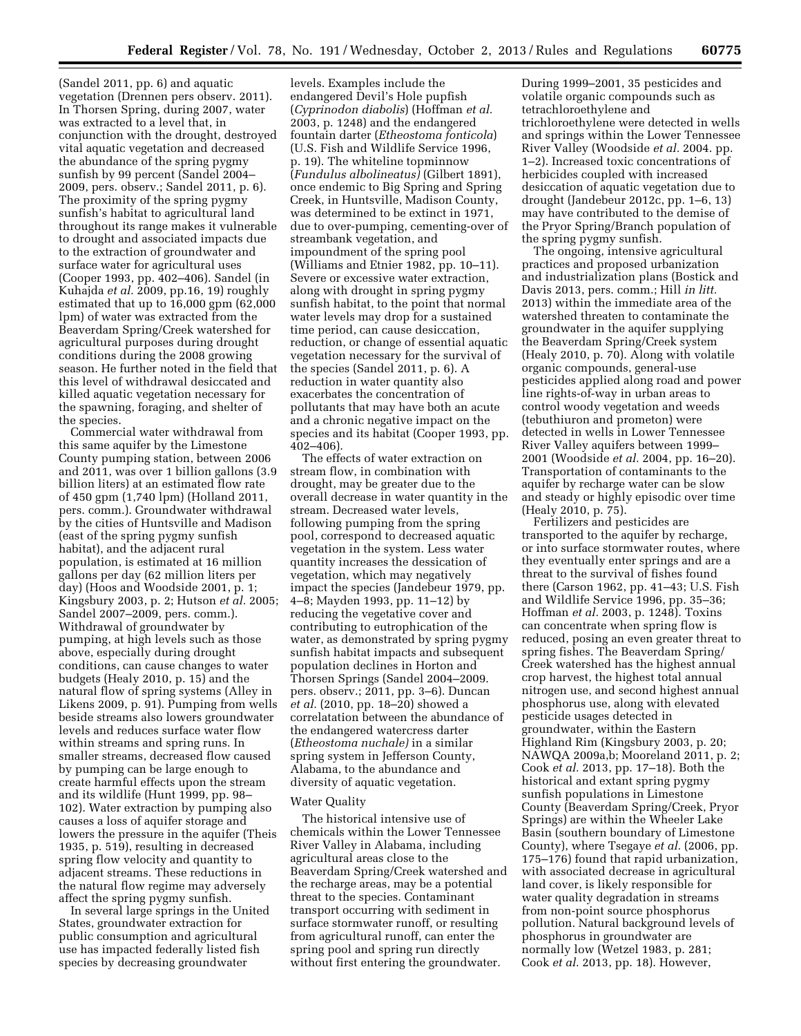(Sandel 2011, pp. 6) and aquatic vegetation (Drennen pers observ. 2011). In Thorsen Spring, during 2007, water was extracted to a level that, in conjunction with the drought, destroyed vital aquatic vegetation and decreased the abundance of the spring pygmy sunfish by 99 percent (Sandel 2004–2009, pers. observ.; Sandel 2011, p. 6). The proximity of the spring pygmy sunfish's habitat to agricultural land throughout its range makes it vulnerable to drought and associated impacts due to the extraction of groundwater and surface water for agricultural uses (Cooper 1993, pp. 402–406). Sandel (in Kuhajda *et al.* 2009, pp.16, 19) roughly estimated that up to 16,000 gpm (62,000 lpm) of water was extracted from the Beaverdam Spring/Creek watershed for agricultural purposes during drought conditions during the 2008 growing season. He further noted in the field that this level of withdrawal desiccated and killed aquatic vegetation necessary for the spawning, foraging, and shelter of the species.

Commercial water withdrawal from this same aquifer by the Limestone County pumping station, between 2006 and 2011, was over 1 billion gallons (3.9 billion liters) at an estimated flow rate of 450 gpm (1,740 lpm) (Holland 2011, pers. comm.). Groundwater withdrawal by the cities of Huntsville and Madison (east of the spring pygmy sunfish habitat), and the adjacent rural population, is estimated at 16 million gallons per day (62 million liters per day) (Hoos and Woodside 2001, p. 1; Kingsbury 2003, p. 2; Hutson *et al.* 2005; Sandel 2007–2009, pers. comm.). Withdrawal of groundwater by pumping, at high levels such as those above, especially during drought conditions, can cause changes to water budgets (Healy 2010, p. 15) and the natural flow of spring systems (Alley in Likens 2009, p. 91). Pumping from wells beside streams also lowers groundwater levels and reduces surface water flow within streams and spring runs. In smaller streams, decreased flow caused by pumping can be large enough to create harmful effects upon the stream and its wildlife (Hunt 1999, pp. 98–102). Water extraction by pumping also causes a loss of aquifer storage and lowers the pressure in the aquifer (Theis 1935, p. 519), resulting in decreased spring flow velocity and quantity to adjacent streams. These reductions in the natural flow regime may adversely affect the spring pygmy sunfish.

In several large springs in the United States, groundwater extraction for public consumption and agricultural use has impacted federally listed fish species by decreasing groundwater levels. Examples include the endangered Devil's Hole pupfish (*Cyprinodon diabolis*) (Hoffman *et al.* 2003, p. 1248) and the endangered fountain darter (*Etheostoma fonticola*) (U.S. Fish and Wildlife Service 1996, p. 19). The whiteline topminnow (*Fundulus albolineatus)* (Gilbert 1891), once endemic to Big Spring and Spring Creek, in Huntsville, Madison County, was determined to be extinct in 1971, due to over-pumping, cementing-over of streambank vegetation, and impoundment of the spring pool (Williams and Etnier 1982, pp. 10–11). Severe or excessive water extraction, along with drought in spring pygmy sunfish habitat, to the point that normal water levels may drop for a sustained time period, can cause desiccation, reduction, or change of essential aquatic vegetation necessary for the survival of the species (Sandel 2011, p. 6). A reduction in water quantity also exacerbates the concentration of pollutants that may have both an acute and a chronic negative impact on the species and its habitat (Cooper 1993, pp. 402–406).

The effects of water extraction on stream flow, in combination with drought, may be greater due to the overall decrease in water quantity in the stream. Decreased water levels, following pumping from the spring pool, correspond to decreased aquatic vegetation in the system. Less water quantity increases the dessication of vegetation, which may negatively impact the species (Jandebeur 1979, pp. 4–8; Mayden 1993, pp. 11–12) by reducing the vegetative cover and contributing to eutrophication of the water, as demonstrated by spring pygmy sunfish habitat impacts and subsequent population declines in Horton and Thorsen Springs (Sandel 2004–2009. pers. observ.; 2011, pp. 3–6). Duncan *et al.* (2010, pp. 18–20) showed a correlatation between the abundance of the endangered watercress darter (*Etheostoma nuchale)* in a similar spring system in Jefferson County, Alabama, to the abundance and diversity of aquatic vegetation.

### Water Quality

The historical intensive use of chemicals within the Lower Tennessee River Valley in Alabama, including agricultural areas close to the Beaverdam Spring/Creek watershed and the recharge areas, may be a potential threat to the species. Contaminant transport occurring with sediment in surface stormwater runoff, or resulting from agricultural runoff, can enter the spring pool and spring run directly without first entering the groundwater. During 1999–2001, 35 pesticides and volatile organic compounds such as tetrachloroethylene and trichloroethylene were detected in wells and springs within the Lower Tennessee River Valley (Woodside *et al.* 2004. pp. 1–2). Increased toxic concentrations of herbicides coupled with increased desiccation of aquatic vegetation due to drought (Jandebeur 2012c, pp. 1–6, 13) may have contributed to the demise of the Pryor Spring/Branch population of the spring pygmy sunfish.

The ongoing, intensive agricultural practices and proposed urbanization and industrialization plans (Bostick and Davis 2013, pers. comm.; Hill *in litt.* 2013) within the immediate area of the watershed threaten to contaminate the groundwater in the aquifer supplying the Beaverdam Spring/Creek system (Healy 2010, p. 70). Along with volatile organic compounds, general-use pesticides applied along road and power line rights-of-way in urban areas to control woody vegetation and weeds (tebuthiuron and prometon) were detected in wells in Lower Tennessee River Valley aquifers between 1999–2001 (Woodside *et al.* 2004, pp. 16–20). Transportation of contaminants to the aquifer by recharge water can be slow and steady or highly episodic over time (Healy 2010, p. 75).

Fertilizers and pesticides are transported to the aquifer by recharge, or into surface stormwater routes, where they eventually enter springs and are a threat to the survival of fishes found there (Carson 1962, pp. 41–43; U.S. Fish and Wildlife Service 1996, pp. 35–36; Hoffman *et al.* 2003, p. 1248). Toxins can concentrate when spring flow is reduced, posing an even greater threat to spring fishes. The Beaverdam Spring/Creek watershed has the highest annual crop harvest, the highest total annual nitrogen use, and second highest annual phosphorus use, along with elevated pesticide usages detected in groundwater, within the Eastern Highland Rim (Kingsbury 2003, p. 20; NAWQA 2009a,b; Mooreland 2011, p. 2; Cook *et al.* 2013, pp. 17–18). Both the historical and extant spring pygmy sunfish populations in Limestone County (Beaverdam Spring/Creek, Pryor Springs) are within the Wheeler Lake Basin (southern boundary of Limestone County), where Tsegaye *et al.* (2006, pp. 175–176) found that rapid urbanization, with associated decrease in agricultural land cover, is likely responsible for water quality degradation in streams from non-point source phosphorus pollution. Natural background levels of phosphorus in groundwater are normally low (Wetzel 1983, p. 281; Cook *et al.* 2013, pp. 18). However,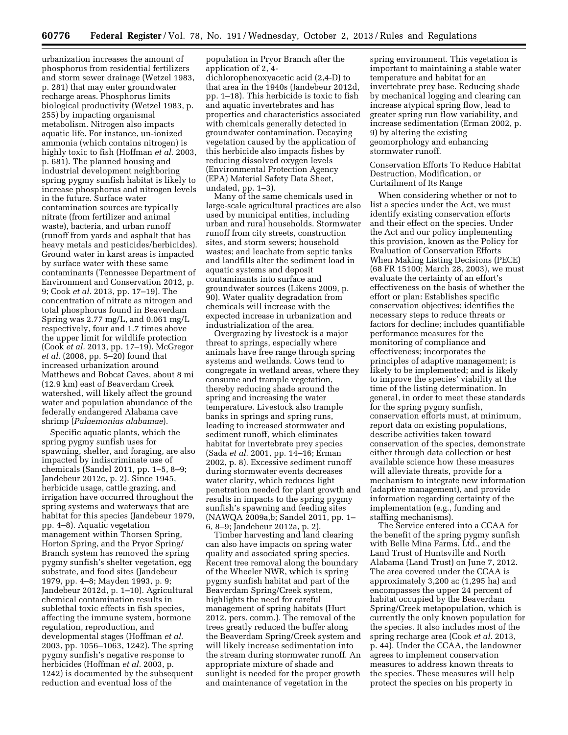urbanization increases the amount of phosphorus from residential fertilizers and storm sewer drainage (Wetzel 1983, p. 281) that may enter groundwater recharge areas. Phosphorus limits biological productivity (Wetzel 1983, p. 255) by impacting organismal metabolism. Nitrogen also impacts aquatic life. For instance, un-ionized ammonia (which contains nitrogen) is highly toxic to fish (Hoffman *et al.* 2003, p. 681). The planned housing and industrial development neighboring spring pygmy sunfish habitat is likely to increase phosphorus and nitrogen levels in the future. Surface water contamination sources are typically nitrate (from fertilizer and animal waste), bacteria, and urban runoff (runoff from yards and asphalt that has heavy metals and pesticides/herbicides). Ground water in karst areas is impacted by surface water with these same contaminants (Tennessee Department of Environment and Conservation 2012, p. 9; Cook *et al.* 2013, pp. 17–19). The concentration of nitrate as nitrogen and total phosphorus found in Beaverdam Spring was 2.77 mg/L and 0.061 mg/L respectively, four and 1.7 times above the upper limit for wildlife protection (Cook *et al.* 2013, pp. 17–19). McGregor *et al.* (2008, pp. 5–20) found that increased urbanization around Matthews and Bobcat Caves, about 8 mi (12.9 km) east of Beaverdam Creek watershed, will likely affect the ground water and population abundance of the federally endangered Alabama cave shrimp (*Palaemonias alabamae*).

Specific aquatic plants, which the spring pygmy sunfish uses for spawning, shelter, and foraging, are also impacted by indiscriminate use of chemicals (Sandel 2011, pp. 1–5, 8–9; Jandebeur 2012c, p. 2). Since 1945, herbicide usage, cattle grazing, and irrigation have occurred throughout the spring systems and waterways that are habitat for this species (Jandebeur 1979, pp. 4–8). Aquatic vegetation management within Thorsen Spring, Horton Spring, and the Pryor Spring/Branch system has removed the spring pygmy sunfish's shelter vegetation, egg substrate, and food sites (Jandebeur 1979, pp. 4–8; Mayden 1993, p. 9; Jandebeur 2012d, p. 1–10). Agricultural chemical contamination results in sublethal toxic effects in fish species, affecting the immune system, hormone regulation, reproduction, and developmental stages (Hoffman *et al.* 2003, pp. 1056–1063, 1242). The spring pygmy sunfish's negative response to herbicides (Hoffman *et al.* 2003, p. 1242) is documented by the subsequent reduction and eventual loss of the population in Pryor Branch after the application of 2, 4-dichlorophenoxyacetic acid (2,4-D) to that area in the 1940s (Jandebeur 2012d, pp. 1–18). This herbicide is toxic to fish and aquatic invertebrates and has properties and characteristics associated with chemicals generally detected in groundwater contamination. Decaying vegetation caused by the application of this herbicide also impacts fishes by reducing dissolved oxygen levels (Environmental Protection Agency (EPA) Material Safety Data Sheet, undated, pp. 1–3).

Many of the same chemicals used in large-scale agricultural practices are also used by municipal entities, including urban and rural households. Stormwater runoff from city streets, construction sites, and storm sewers; household wastes; and leachate from septic tanks and landfills alter the sediment load in aquatic systems and deposit contaminants into surface and groundwater sources (Likens 2009, p. 90). Water quality degradation from chemicals will increase with the expected increase in urbanization and industrialization of the area.

Overgrazing by livestock is a major threat to springs, especially where animals have free range through spring systems and wetlands. Cows tend to congregate in wetland areas, where they consume and trample vegetation, thereby reducing shade around the spring and increasing the water temperature. Livestock also trample banks in springs and spring runs, leading to increased stormwater and sediment runoff, which eliminates habitat for invertebrate prey species (Sada *et al.* 2001, pp. 14–16; Erman 2002, p. 8). Excessive sediment runoff during stormwater events decreases water clarity, which reduces light penetration needed for plant growth and results in impacts to the spring pygmy sunfish's spawning and feeding sites (NAWQA 2009a,b; Sandel 2011, pp. 1–6, 8–9; Jandebeur 2012a, p. 2).

Timber harvesting and land clearing can also have impacts on spring water quality and associated spring species. Recent tree removal along the boundary of the Wheeler NWR, which is spring pygmy sunfish habitat and part of the Beaverdam Spring/Creek system, highlights the need for careful management of spring habitats (Hurt 2012, pers. comm.). The removal of the trees greatly reduced the buffer along the Beaverdam Spring/Creek system and will likely increase sedimentation into the stream during stormwater runoff. An appropriate mixture of shade and sunlight is needed for the proper growth and maintenance of vegetation in the spring environment. This vegetation is important to maintaining a stable water temperature and habitat for an invertebrate prey base. Reducing shade by mechanical logging and clearing can increase atypical spring flow, lead to greater spring run flow variability, and increase sedimentation (Erman 2002, p. 9) by altering the existing geomorphology and enhancing stormwater runoff.

Conservation Efforts To Reduce Habitat Destruction, Modification, or Curtailment of Its Range

When considering whether or not to list a species under the Act, we must identify existing conservation efforts and their effect on the species. Under the Act and our policy implementing this provision, known as the Policy for Evaluation of Conservation Efforts When Making Listing Decisions (PECE) (68 FR 15100; March 28, 2003), we must evaluate the certainty of an effort's effectiveness on the basis of whether the effort or plan: Establishes specific conservation objectives; identifies the necessary steps to reduce threats or factors for decline; includes quantifiable performance measures for the monitoring of compliance and effectiveness; incorporates the principles of adaptive management; is likely to be implemented; and is likely to improve the species' viability at the time of the listing determination. In general, in order to meet these standards for the spring pygmy sunfish, conservation efforts must, at minimum, report data on existing populations, describe activities taken toward conservation of the species, demonstrate either through data collection or best available science how these measures will alleviate threats, provide for a mechanism to integrate new information (adaptive management), and provide information regarding certainty of the implementation (e.g., funding and staffing mechanisms).

The Service entered into a CCAA for the benefit of the spring pygmy sunfish with Belle Mina Farms, Ltd., and the Land Trust of Huntsville and North Alabama (Land Trust) on June 7, 2012. The area covered under the CCAA is approximately 3,200 ac (1,295 ha) and encompasses the upper 24 percent of habitat occupied by the Beaverdam Spring/Creek metapopulation, which is currently the only known population for the species. It also includes most of the spring recharge area (Cook *et al.* 2013, p. 44). Under the CCAA, the landowner agrees to implement conservation measures to address known threats to the species. These measures will help protect the species on his property in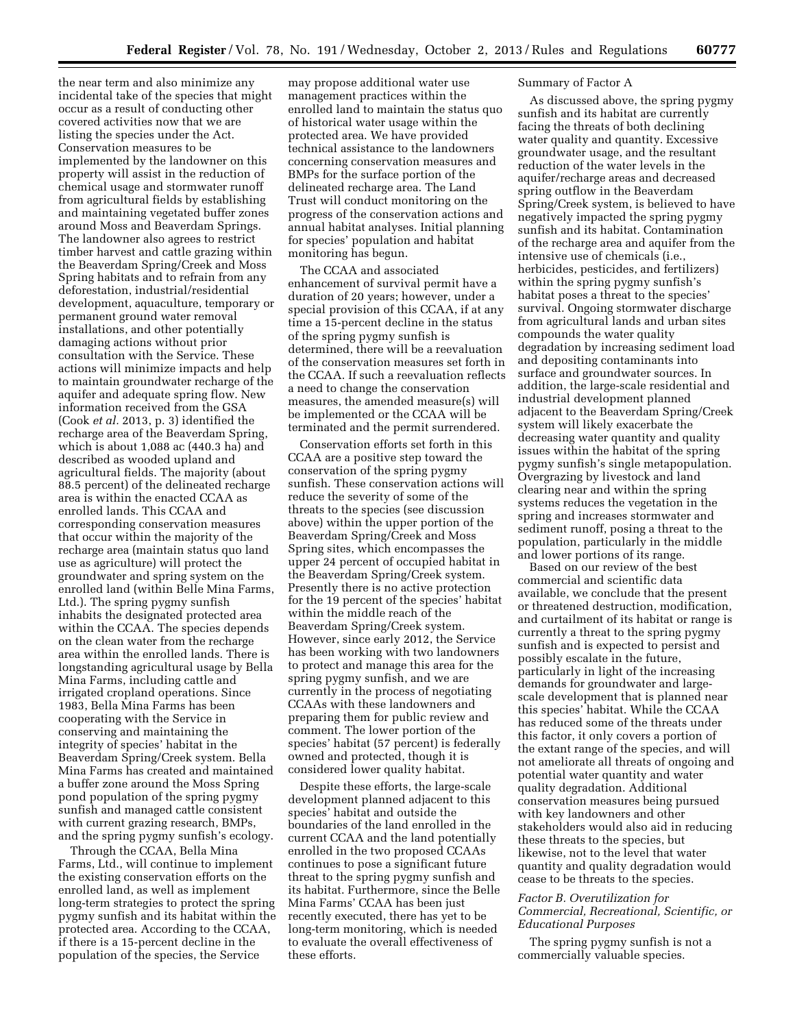the near term and also minimize any incidental take of the species that might occur as a result of conducting other covered activities now that we are listing the species under the Act. Conservation measures to be implemented by the landowner on this property will assist in the reduction of chemical usage and stormwater runoff from agricultural fields by establishing and maintaining vegetated buffer zones around Moss and Beaverdam Springs. The landowner also agrees to restrict timber harvest and cattle grazing within the Beaverdam Spring/Creek and Moss Spring habitats and to refrain from any deforestation, industrial/residential development, aquaculture, temporary or permanent ground water removal installations, and other potentially damaging actions without prior consultation with the Service. These actions will minimize impacts and help to maintain groundwater recharge of the aquifer and adequate spring flow. New information received from the GSA (Cook *et al.* 2013, p. 3) identified the recharge area of the Beaverdam Spring, which is about 1,088 ac (440.3 ha) and described as wooded upland and agricultural fields. The majority (about 88.5 percent) of the delineated recharge area is within the enacted CCAA as enrolled lands. This CCAA and corresponding conservation measures that occur within the majority of the recharge area (maintain status quo land use as agriculture) will protect the groundwater and spring system on the enrolled land (within Belle Mina Farms, Ltd.). The spring pygmy sunfish inhabits the designated protected area within the CCAA. The species depends on the clean water from the recharge area within the enrolled lands. There is longstanding agricultural usage by Bella Mina Farms, including cattle and irrigated cropland operations. Since 1983, Bella Mina Farms has been cooperating with the Service in conserving and maintaining the integrity of species' habitat in the Beaverdam Spring/Creek system. Bella Mina Farms has created and maintained a buffer zone around the Moss Spring pond population of the spring pygmy sunfish and managed cattle consistent with current grazing research, BMPs, and the spring pygmy sunfish's ecology.

Through the CCAA, Bella Mina Farms, Ltd., will continue to implement the existing conservation efforts on the enrolled land, as well as implement long-term strategies to protect the spring pygmy sunfish and its habitat within the protected area. According to the CCAA, if there is a 15-percent decline in the population of the species, the Service may propose additional water use management practices within the enrolled land to maintain the status quo of historical water usage within the protected area. We have provided technical assistance to the landowners concerning conservation measures and BMPs for the surface portion of the delineated recharge area. The Land Trust will conduct monitoring on the progress of the conservation actions and annual habitat analyses. Initial planning for species' population and habitat monitoring has begun.

The CCAA and associated enhancement of survival permit have a duration of 20 years; however, under a special provision of this CCAA, if at any time a 15-percent decline in the status of the spring pygmy sunfish is determined, there will be a reevaluation of the conservation measures set forth in the CCAA. If such a reevaluation reflects a need to change the conservation measures, the amended measure(s) will be implemented or the CCAA will be terminated and the permit surrendered.

Conservation efforts set forth in this CCAA are a positive step toward the conservation of the spring pygmy sunfish. These conservation actions will reduce the severity of some of the threats to the species (see discussion above) within the upper portion of the Beaverdam Spring/Creek and Moss Spring sites, which encompasses the upper 24 percent of occupied habitat in the Beaverdam Spring/Creek system. Presently there is no active protection for the 19 percent of the species' habitat within the middle reach of the Beaverdam Spring/Creek system. However, since early 2012, the Service has been working with two landowners to protect and manage this area for the spring pygmy sunfish, and we are currently in the process of negotiating CCAAs with these landowners and preparing them for public review and comment. The lower portion of the species' habitat (57 percent) is federally owned and protected, though it is considered lower quality habitat.

Despite these efforts, the large-scale development planned adjacent to this species' habitat and outside the boundaries of the land enrolled in the current CCAA and the land potentially enrolled in the two proposed CCAAs continues to pose a significant future threat to the spring pygmy sunfish and its habitat. Furthermore, since the Belle Mina Farms' CCAA has been just recently executed, there has yet to be long-term monitoring, which is needed to evaluate the overall effectiveness of these efforts.

Summary of Factor A

As discussed above, the spring pygmy sunfish and its habitat are currently facing the threats of both declining water quality and quantity. Excessive groundwater usage, and the resultant reduction of the water levels in the aquifer/recharge areas and decreased spring outflow in the Beaverdam Spring/Creek system, is believed to have negatively impacted the spring pygmy sunfish and its habitat. Contamination of the recharge area and aquifer from the intensive use of chemicals (i.e., herbicides, pesticides, and fertilizers) within the spring pygmy sunfish's habitat poses a threat to the species' survival. Ongoing stormwater discharge from agricultural lands and urban sites compounds the water quality degradation by increasing sediment load and depositing contaminants into surface and groundwater sources. In addition, the large-scale residential and industrial development planned adjacent to the Beaverdam Spring/Creek system will likely exacerbate the decreasing water quantity and quality issues within the habitat of the spring pygmy sunfish's single metapopulation. Overgrazing by livestock and land clearing near and within the spring systems reduces the vegetation in the spring and increases stormwater and sediment runoff, posing a threat to the population, particularly in the middle and lower portions of its range.

Based on our review of the best commercial and scientific data available, we conclude that the present or threatened destruction, modification, and curtailment of its habitat or range is currently a threat to the spring pygmy sunfish and is expected to persist and possibly escalate in the future, particularly in light of the increasing demands for groundwater and large-scale development that is planned near this species' habitat. While the CCAA has reduced some of the threats under this factor, it only covers a portion of the extant range of the species, and will not ameliorate all threats of ongoing and potential water quantity and water quality degradation. Additional conservation measures being pursued with key landowners and other stakeholders would also aid in reducing these threats to the species, but likewise, not to the level that water quantity and quality degradation would cease to be threats to the species.

*Factor B. Overutilization for Commercial, Recreational, Scientific, or Educational Purposes*

The spring pygmy sunfish is not a commercially valuable species.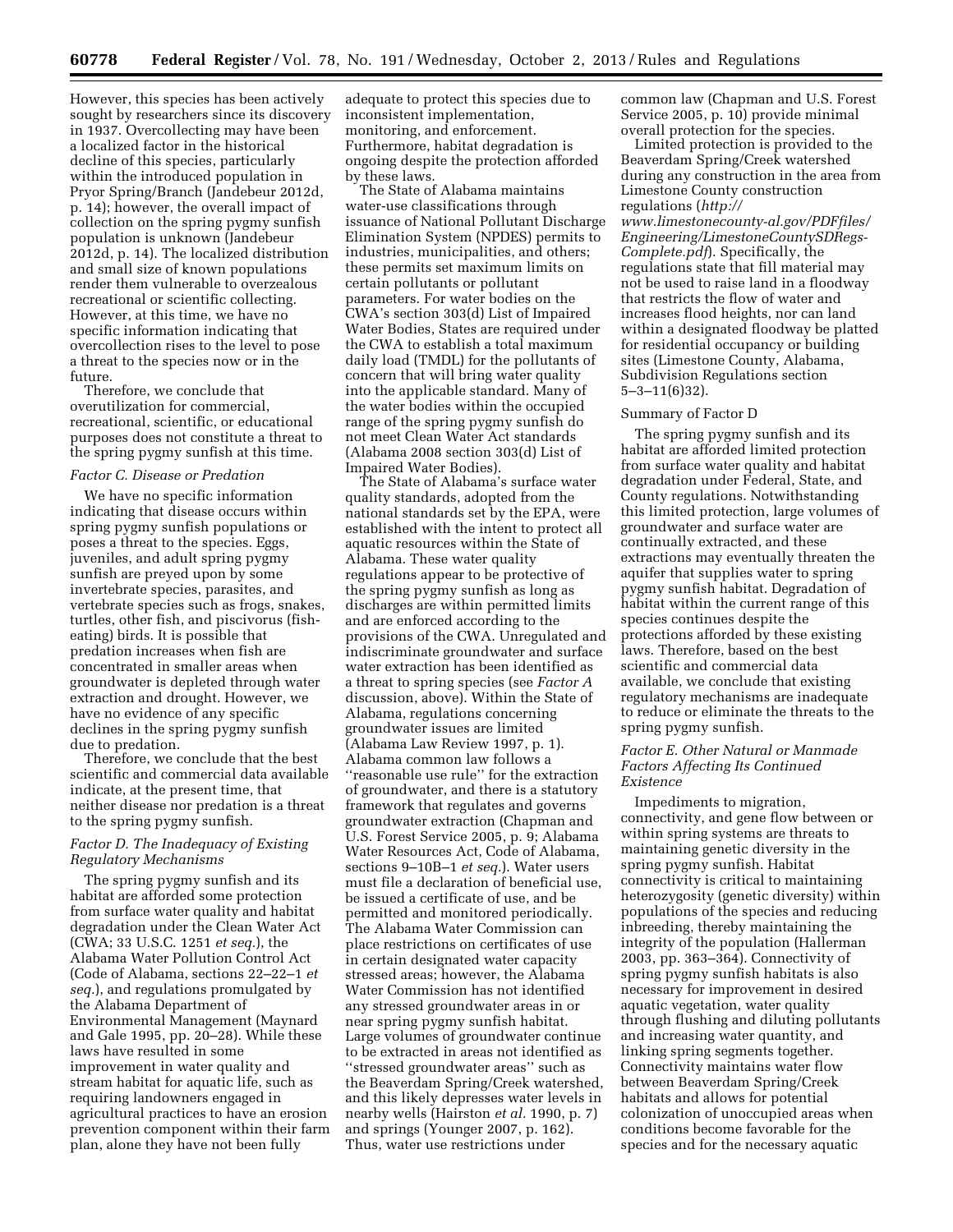However, this species has been actively sought by researchers since its discovery in 1937. Overcollecting may have been a localized factor in the historical decline of this species, particularly within the introduced population in Pryor Spring/Branch (Jandebeur 2012d, p. 14); however, the overall impact of collection on the spring pygmy sunfish population is unknown (Jandebeur 2012d, p. 14). The localized distribution and small size of known populations render them vulnerable to overzealous recreational or scientific collecting. However, at this time, we have no specific information indicating that overcollection rises to the level to pose a threat to the species now or in the future.

Therefore, we conclude that overutilization for commercial, recreational, scientific, or educational purposes does not constitute a threat to the spring pygmy sunfish at this time.

### *Factor C. Disease or Predation*

We have no specific information indicating that disease occurs within spring pygmy sunfish populations or poses a threat to the species. Eggs, juveniles, and adult spring pygmy sunfish are preyed upon by some invertebrate species, parasites, and vertebrate species such as frogs, snakes, turtles, other fish, and piscivorus (fish-eating) birds. It is possible that predation increases when fish are concentrated in smaller areas when groundwater is depleted through water extraction and drought. However, we have no evidence of any specific declines in the spring pygmy sunfish due to predation.

Therefore, we conclude that the best scientific and commercial data available indicate, at the present time, that neither disease nor predation is a threat to the spring pygmy sunfish.

### *Factor D. The Inadequacy of Existing Regulatory Mechanisms*

The spring pygmy sunfish and its habitat are afforded some protection from surface water quality and habitat degradation under the Clean Water Act (CWA; 33 U.S.C. 1251 *et seq.*), the Alabama Water Pollution Control Act (Code of Alabama, sections 22–22–1 *et seq.*), and regulations promulgated by the Alabama Department of Environmental Management (Maynard and Gale 1995, pp. 20–28). While these laws have resulted in some improvement in water quality and stream habitat for aquatic life, such as requiring landowners engaged in agricultural practices to have an erosion prevention component within their farm plan, alone they have not been fully adequate to protect this species due to inconsistent implementation, monitoring, and enforcement. Furthermore, habitat degradation is ongoing despite the protection afforded by these laws.

The State of Alabama maintains water-use classifications through issuance of National Pollutant Discharge Elimination System (NPDES) permits to industries, municipalities, and others; these permits set maximum limits on certain pollutants or pollutant parameters. For water bodies on the CWA's section 303(d) List of Impaired Water Bodies, States are required under the CWA to establish a total maximum daily load (TMDL) for the pollutants of concern that will bring water quality into the applicable standard. Many of the water bodies within the occupied range of the spring pygmy sunfish do not meet Clean Water Act standards (Alabama 2008 section 303(d) List of Impaired Water Bodies).

The State of Alabama's surface water quality standards, adopted from the national standards set by the EPA, were established with the intent to protect all aquatic resources within the State of Alabama. These water quality regulations appear to be protective of the spring pygmy sunfish as long as discharges are within permitted limits and are enforced according to the provisions of the CWA. Unregulated and indiscriminate groundwater and surface water extraction has been identified as a threat to spring species (see *Factor A* discussion, above). Within the State of Alabama, regulations concerning groundwater issues are limited (Alabama Law Review 1997, p. 1). Alabama common law follows a ''reasonable use rule'' for the extraction of groundwater, and there is a statutory framework that regulates and governs groundwater extraction (Chapman and U.S. Forest Service 2005, p. 9; Alabama Water Resources Act, Code of Alabama, sections 9–10B–1 *et seq.*). Water users must file a declaration of beneficial use, be issued a certificate of use, and be permitted and monitored periodically. The Alabama Water Commission can place restrictions on certificates of use in certain designated water capacity stressed areas; however, the Alabama Water Commission has not identified any stressed groundwater areas in or near spring pygmy sunfish habitat. Large volumes of groundwater continue to be extracted in areas not identified as ''stressed groundwater areas'' such as the Beaverdam Spring/Creek watershed, and this likely depresses water levels in nearby wells (Hairston *et al.* 1990, p. 7) and springs (Younger 2007, p. 162). Thus, water use restrictions under common law (Chapman and U.S. Forest Service 2005, p. 10) provide minimal overall protection for the species.

Limited protection is provided to the Beaverdam Spring/Creek watershed during any construction in the area from Limestone County construction regulations (*http://www.limestonecounty-al.gov/PDFfiles/Engineering/LimestoneCountySDRegs-Complete.pdf*). Specifically, the regulations state that fill material may not be used to raise land in a floodway that restricts the flow of water and increases flood heights, nor can land within a designated floodway be platted for residential occupancy or building sites (Limestone County, Alabama, Subdivision Regulations section 5–3–11(6)32).

Summary of Factor D

The spring pygmy sunfish and its habitat are afforded limited protection from surface water quality and habitat degradation under Federal, State, and County regulations. Notwithstanding this limited protection, large volumes of groundwater and surface water are continually extracted, and these extractions may eventually threaten the aquifer that supplies water to spring pygmy sunfish habitat. Degradation of habitat within the current range of this species continues despite the protections afforded by these existing laws. Therefore, based on the best scientific and commercial data available, we conclude that existing regulatory mechanisms are inadequate to reduce or eliminate the threats to the spring pygmy sunfish.

### *Factor E. Other Natural or Manmade Factors Affecting Its Continued Existence*

Impediments to migration, connectivity, and gene flow between or within spring systems are threats to maintaining genetic diversity in the spring pygmy sunfish. Habitat connectivity is critical to maintaining heterozygosity (genetic diversity) within populations of the species and reducing inbreeding, thereby maintaining the integrity of the population (Hallerman 2003, pp. 363–364). Connectivity of spring pygmy sunfish habitats is also necessary for improvement in desired aquatic vegetation, water quality through flushing and diluting pollutants and increasing water quantity, and linking spring segments together. Connectivity maintains water flow between Beaverdam Spring/Creek habitats and allows for potential colonization of unoccupied areas when conditions become favorable for the species and for the necessary aquatic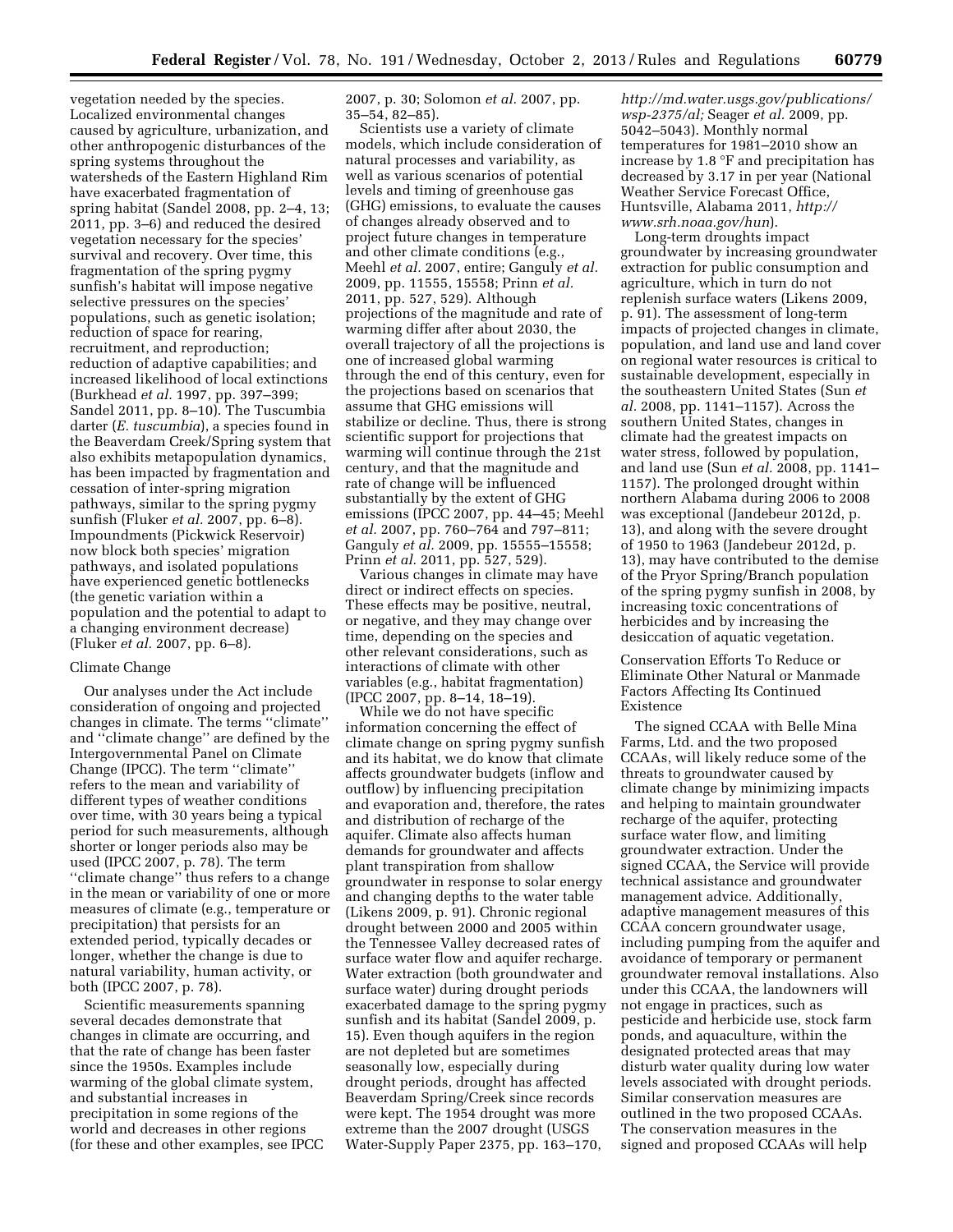vegetation needed by the species. Localized environmental changes caused by agriculture, urbanization, and other anthropogenic disturbances of the spring systems throughout the watersheds of the Eastern Highland Rim have exacerbated fragmentation of spring habitat (Sandel 2008, pp. 2–4, 13; 2011, pp. 3–6) and reduced the desired vegetation necessary for the species' survival and recovery. Over time, this fragmentation of the spring pygmy sunfish's habitat will impose negative selective pressures on the species' populations, such as genetic isolation; reduction of space for rearing, recruitment, and reproduction; reduction of adaptive capabilities; and increased likelihood of local extinctions (Burkhead *et al.* 1997, pp. 397–399; Sandel 2011, pp. 8–10). The Tuscumbia darter (*E. tuscumbia*), a species found in the Beaverdam Creek/Spring system that also exhibits metapopulation dynamics, has been impacted by fragmentation and cessation of inter-spring migration pathways, similar to the spring pygmy sunfish (Fluker *et al.* 2007, pp. 6–8). Impoundments (Pickwick Reservoir) now block both species' migration pathways, and isolated populations have experienced genetic bottlenecks (the genetic variation within a population and the potential to adapt to a changing environment decrease) (Fluker *et al.* 2007, pp. 6–8).

Climate Change

Our analyses under the Act include consideration of ongoing and projected changes in climate. The terms ''climate'' and ''climate change'' are defined by the Intergovernmental Panel on Climate Change (IPCC). The term ''climate'' refers to the mean and variability of different types of weather conditions over time, with 30 years being a typical period for such measurements, although shorter or longer periods also may be used (IPCC 2007, p. 78). The term ''climate change'' thus refers to a change in the mean or variability of one or more measures of climate (e.g., temperature or precipitation) that persists for an extended period, typically decades or longer, whether the change is due to natural variability, human activity, or both (IPCC 2007, p. 78).

Scientific measurements spanning several decades demonstrate that changes in climate are occurring, and that the rate of change has been faster since the 1950s. Examples include warming of the global climate system, and substantial increases in precipitation in some regions of the world and decreases in other regions (for these and other examples, see IPCC 2007, p. 30; Solomon *et al.* 2007, pp. 35–54, 82–85).

Scientists use a variety of climate models, which include consideration of natural processes and variability, as well as various scenarios of potential levels and timing of greenhouse gas (GHG) emissions, to evaluate the causes of changes already observed and to project future changes in temperature and other climate conditions (e.g., Meehl *et al.* 2007, entire; Ganguly *et al.* 2009, pp. 11555, 15558; Prinn *et al.* 2011, pp. 527, 529). Although projections of the magnitude and rate of warming differ after about 2030, the overall trajectory of all the projections is one of increased global warming through the end of this century, even for the projections based on scenarios that assume that GHG emissions will stabilize or decline. Thus, there is strong scientific support for projections that warming will continue through the 21st century, and that the magnitude and rate of change will be influenced substantially by the extent of GHG emissions (IPCC 2007, pp. 44–45; Meehl *et al.* 2007, pp. 760–764 and 797–811; Ganguly *et al.* 2009, pp. 15555–15558; Prinn *et al.* 2011, pp. 527, 529).

Various changes in climate may have direct or indirect effects on species. These effects may be positive, neutral, or negative, and they may change over time, depending on the species and other relevant considerations, such as interactions of climate with other variables (e.g., habitat fragmentation) (IPCC 2007, pp. 8–14, 18–19).

While we do not have specific information concerning the effect of climate change on spring pygmy sunfish and its habitat, we do know that climate affects groundwater budgets (inflow and outflow) by influencing precipitation and evaporation and, therefore, the rates and distribution of recharge of the aquifer. Climate also affects human demands for groundwater and affects plant transpiration from shallow groundwater in response to solar energy and changing depths to the water table (Likens 2009, p. 91). Chronic regional drought between 2000 and 2005 within the Tennessee Valley decreased rates of surface water flow and aquifer recharge. Water extraction (both groundwater and surface water) during drought periods exacerbated damage to the spring pygmy sunfish and its habitat (Sandel 2009, p. 15). Even though aquifers in the region are not depleted but are sometimes seasonally low, especially during drought periods, drought has affected Beaverdam Spring/Creek since records were kept. The 1954 drought was more extreme than the 2007 drought (USGS Water-Supply Paper 2375, pp. 163–170, *http://md.water.usgs.gov/publications/wsp-2375/al;* Seager *et al.* 2009, pp. 5042–5043). Monthly normal temperatures for 1981–2010 show an increase by 1.8 °F and precipitation has decreased by 3.17 in per year (National Weather Service Forecast Office, Huntsville, Alabama 2011, *http://www.srh.noaa.gov/hun*).

Long-term droughts impact groundwater by increasing groundwater extraction for public consumption and agriculture, which in turn do not replenish surface waters (Likens 2009, p. 91). The assessment of long-term impacts of projected changes in climate, population, and land use and land cover on regional water resources is critical to sustainable development, especially in the southeastern United States (Sun *et al.* 2008, pp. 1141–1157). Across the southern United States, changes in climate had the greatest impacts on water stress, followed by population, and land use (Sun *et al.* 2008, pp. 1141–1157). The prolonged drought within northern Alabama during 2006 to 2008 was exceptional (Jandebeur 2012d, p. 13), and along with the severe drought of 1950 to 1963 (Jandebeur 2012d, p. 13), may have contributed to the demise of the Pryor Spring/Branch population of the spring pygmy sunfish in 2008, by increasing toxic concentrations of herbicides and by increasing the desiccation of aquatic vegetation.

Conservation Efforts To Reduce or Eliminate Other Natural or Manmade Factors Affecting Its Continued Existence

The signed CCAA with Belle Mina Farms, Ltd. and the two proposed CCAAs, will likely reduce some of the threats to groundwater caused by climate change by minimizing impacts and helping to maintain groundwater recharge of the aquifer, protecting surface water flow, and limiting groundwater extraction. Under the signed CCAA, the Service will provide technical assistance and groundwater management advice. Additionally, adaptive management measures of this CCAA concern groundwater usage, including pumping from the aquifer and avoidance of temporary or permanent groundwater removal installations. Also under this CCAA, the landowners will not engage in practices, such as pesticide and herbicide use, stock farm ponds, and aquaculture, within the designated protected areas that may disturb water quality during low water levels associated with drought periods. Similar conservation measures are outlined in the two proposed CCAAs. The conservation measures in the signed and proposed CCAAs will help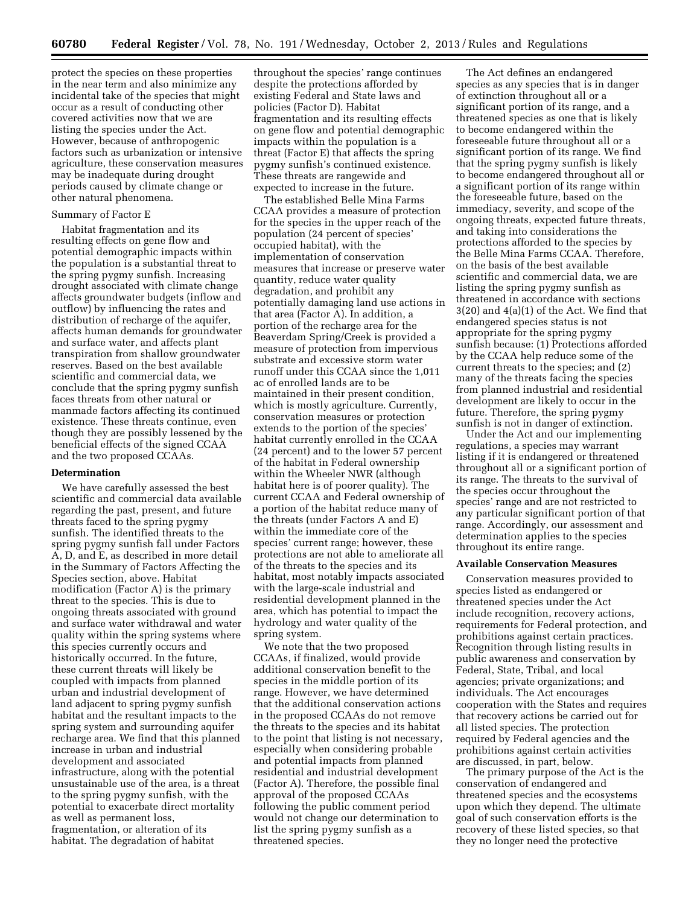protect the species on these properties in the near term and also minimize any incidental take of the species that might occur as a result of conducting other covered activities now that we are listing the species under the Act. However, because of anthropogenic factors such as urbanization or intensive agriculture, these conservation measures may be inadequate during drought periods caused by climate change or other natural phenomena.

Summary of Factor E

Habitat fragmentation and its resulting effects on gene flow and potential demographic impacts within the population is a substantial threat to the spring pygmy sunfish. Increasing drought associated with climate change affects groundwater budgets (inflow and outflow) by influencing the rates and distribution of recharge of the aquifer, affects human demands for groundwater and surface water, and affects plant transpiration from shallow groundwater reserves. Based on the best available scientific and commercial data, we conclude that the spring pygmy sunfish faces threats from other natural or manmade factors affecting its continued existence. These threats continue, even though they are possibly lessened by the beneficial effects of the signed CCAA and the two proposed CCAAs.

## Determination

We have carefully assessed the best scientific and commercial data available regarding the past, present, and future threats faced to the spring pygmy sunfish. The identified threats to the spring pygmy sunfish fall under Factors A, D, and E, as described in more detail in the Summary of Factors Affecting the Species section, above. Habitat modification (Factor A) is the primary threat to the species. This is due to ongoing threats associated with ground and surface water withdrawal and water quality within the spring systems where this species currently occurs and historically occurred. In the future, these current threats will likely be coupled with impacts from planned urban and industrial development of land adjacent to spring pygmy sunfish habitat and the resultant impacts to the spring system and surrounding aquifer recharge area. We find that this planned increase in urban and industrial development and associated infrastructure, along with the potential unsustainable use of the area, is a threat to the spring pygmy sunfish, with the potential to exacerbate direct mortality as well as permanent loss, fragmentation, or alteration of its habitat. The degradation of habitat throughout the species' range continues despite the protections afforded by existing Federal and State laws and policies (Factor D). Habitat fragmentation and its resulting effects on gene flow and potential demographic impacts within the population is a threat (Factor E) that affects the spring pygmy sunfish's continued existence. These threats are rangewide and expected to increase in the future.

The established Belle Mina Farms CCAA provides a measure of protection for the species in the upper reach of the population (24 percent of species' occupied habitat), with the implementation of conservation measures that increase or preserve water quantity, reduce water quality degradation, and prohibit any potentially damaging land use actions in that area (Factor A). In addition, a portion of the recharge area for the Beaverdam Spring/Creek is provided a measure of protection from impervious substrate and excessive storm water runoff under this CCAA since the 1,011 ac of enrolled lands are to be maintained in their present condition, which is mostly agriculture. Currently, conservation measures or protection extends to the portion of the species' habitat currently enrolled in the CCAA (24 percent) and to the lower 57 percent of the habitat in Federal ownership within the Wheeler NWR (although habitat here is of poorer quality). The current CCAA and Federal ownership of a portion of the habitat reduce many of the threats (under Factors A and E) within the immediate core of the species' current range; however, these protections are not able to ameliorate all of the threats to the species and its habitat, most notably impacts associated with the large-scale industrial and residential development planned in the area, which has potential to impact the hydrology and water quality of the spring system.

We note that the two proposed CCAAs, if finalized, would provide additional conservation benefit to the species in the middle portion of its range. However, we have determined that the additional conservation actions in the proposed CCAAs do not remove the threats to the species and its habitat to the point that listing is not necessary, especially when considering probable and potential impacts from planned residential and industrial development (Factor A). Therefore, the possible final approval of the proposed CCAAs following the public comment period would not change our determination to list the spring pygmy sunfish as a threatened species.

The Act defines an endangered species as any species that is in danger of extinction throughout all or a significant portion of its range, and a threatened species as one that is likely to become endangered within the foreseeable future throughout all or a significant portion of its range. We find that the spring pygmy sunfish is likely to become endangered throughout all or a significant portion of its range within the foreseeable future, based on the immediacy, severity, and scope of the ongoing threats, expected future threats, and taking into considerations the protections afforded to the species by the Belle Mina Farms CCAA. Therefore, on the basis of the best available scientific and commercial data, we are listing the spring pygmy sunfish as threatened in accordance with sections 3(20) and 4(a)(1) of the Act. We find that endangered species status is not appropriate for the spring pygmy sunfish because: (1) Protections afforded by the CCAA help reduce some of the current threats to the species; and (2) many of the threats facing the species from planned industrial and residential development are likely to occur in the future. Therefore, the spring pygmy sunfish is not in danger of extinction.

Under the Act and our implementing regulations, a species may warrant listing if it is endangered or threatened throughout all or a significant portion of its range. The threats to the survival of the species occur throughout the species' range and are not restricted to any particular significant portion of that range. Accordingly, our assessment and determination applies to the species throughout its entire range.

## Available Conservation Measures

Conservation measures provided to species listed as endangered or threatened species under the Act include recognition, recovery actions, requirements for Federal protection, and prohibitions against certain practices. Recognition through listing results in public awareness and conservation by Federal, State, Tribal, and local agencies; private organizations; and individuals. The Act encourages cooperation with the States and requires that recovery actions be carried out for all listed species. The protection required by Federal agencies and the prohibitions against certain activities are discussed, in part, below.

The primary purpose of the Act is the conservation of endangered and threatened species and the ecosystems upon which they depend. The ultimate goal of such conservation efforts is the recovery of these listed species, so that they no longer need the protective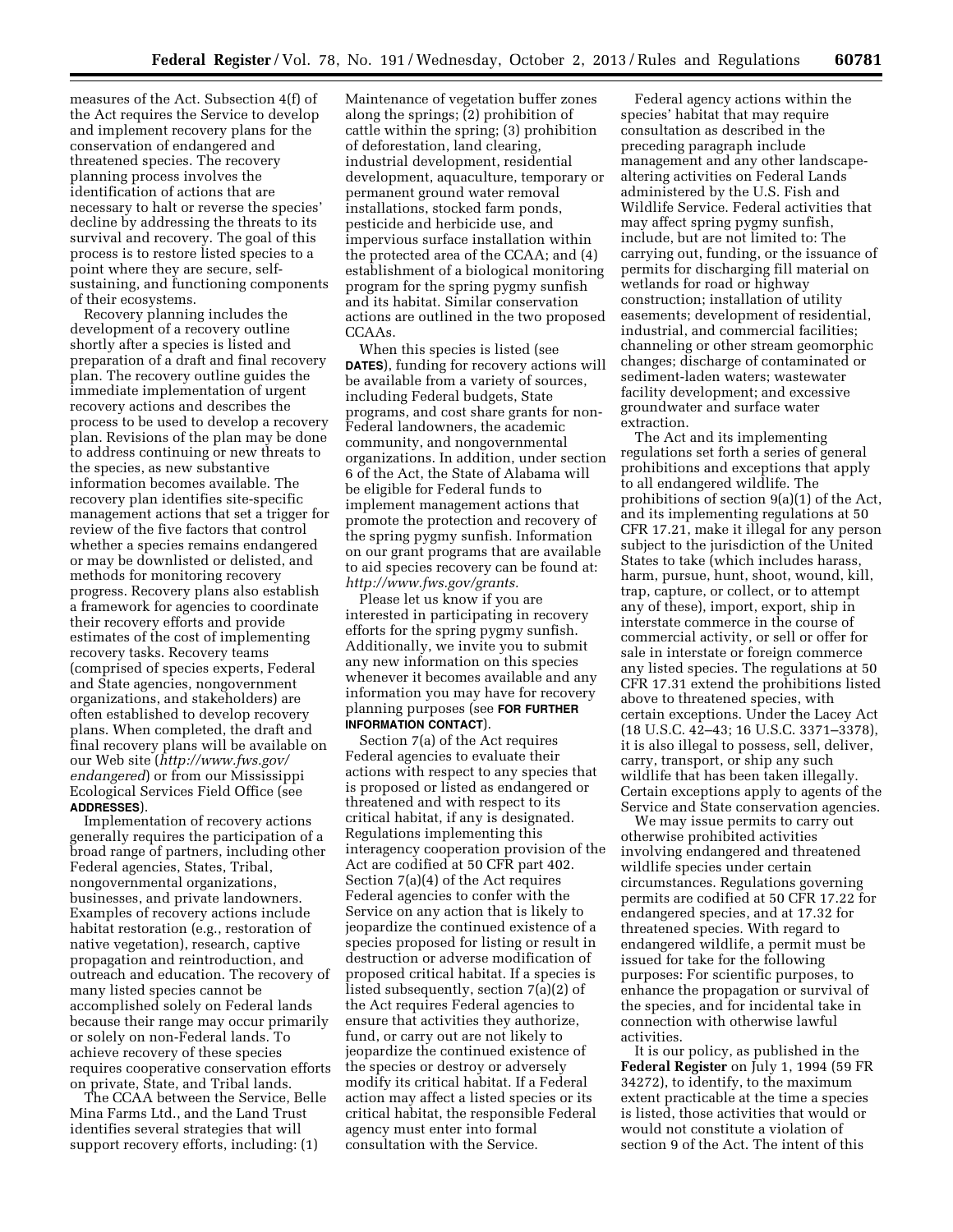measures of the Act. Subsection 4(f) of the Act requires the Service to develop and implement recovery plans for the conservation of endangered and threatened species. The recovery planning process involves the identification of actions that are necessary to halt or reverse the species' decline by addressing the threats to its survival and recovery. The goal of this process is to restore listed species to a point where they are secure, self-sustaining, and functioning components of their ecosystems.

Recovery planning includes the development of a recovery outline shortly after a species is listed and preparation of a draft and final recovery plan. The recovery outline guides the immediate implementation of urgent recovery actions and describes the process to be used to develop a recovery plan. Revisions of the plan may be done to address continuing or new threats to the species, as new substantive information becomes available. The recovery plan identifies site-specific management actions that set a trigger for review of the five factors that control whether a species remains endangered or may be downlisted or delisted, and methods for monitoring recovery progress. Recovery plans also establish a framework for agencies to coordinate their recovery efforts and provide estimates of the cost of implementing recovery tasks. Recovery teams (comprised of species experts, Federal and State agencies, nongovernment organizations, and stakeholders) are often established to develop recovery plans. When completed, the draft and final recovery plans will be available on our Web site (*http://www.fws.gov/endangered*) or from our Mississippi Ecological Services Field Office (see **ADDRESSES**).

Implementation of recovery actions generally requires the participation of a broad range of partners, including other Federal agencies, States, Tribal, nongovernmental organizations, businesses, and private landowners. Examples of recovery actions include habitat restoration (e.g., restoration of native vegetation), research, captive propagation and reintroduction, and outreach and education. The recovery of many listed species cannot be accomplished solely on Federal lands because their range may occur primarily or solely on non-Federal lands. To achieve recovery of these species requires cooperative conservation efforts on private, State, and Tribal lands.

The CCAA between the Service, Belle Mina Farms Ltd., and the Land Trust identifies several strategies that will support recovery efforts, including: (1) Maintenance of vegetation buffer zones along the springs; (2) prohibition of cattle within the spring; (3) prohibition of deforestation, land clearing, industrial development, residential development, aquaculture, temporary or permanent ground water removal installations, stocked farm ponds, pesticide and herbicide use, and impervious surface installation within the protected area of the CCAA; and (4) establishment of a biological monitoring program for the spring pygmy sunfish and its habitat. Similar conservation actions are outlined in the two proposed CCAAs.

When this species is listed (see **DATES**), funding for recovery actions will be available from a variety of sources, including Federal budgets, State programs, and cost share grants for non-Federal landowners, the academic community, and nongovernmental organizations. In addition, under section 6 of the Act, the State of Alabama will be eligible for Federal funds to implement management actions that promote the protection and recovery of the spring pygmy sunfish. Information on our grant programs that are available to aid species recovery can be found at: *http://www.fws.gov/grants.*

Please let us know if you are interested in participating in recovery efforts for the spring pygmy sunfish. Additionally, we invite you to submit any new information on this species whenever it becomes available and any information you may have for recovery planning purposes (see **FOR FURTHER INFORMATION CONTACT**).

Section 7(a) of the Act requires Federal agencies to evaluate their actions with respect to any species that is proposed or listed as endangered or threatened and with respect to its critical habitat, if any is designated. Regulations implementing this interagency cooperation provision of the Act are codified at 50 CFR part 402. Section 7(a)(4) of the Act requires Federal agencies to confer with the Service on any action that is likely to jeopardize the continued existence of a species proposed for listing or result in destruction or adverse modification of proposed critical habitat. If a species is listed subsequently, section 7(a)(2) of the Act requires Federal agencies to ensure that activities they authorize, fund, or carry out are not likely to jeopardize the continued existence of the species or destroy or adversely modify its critical habitat. If a Federal action may affect a listed species or its critical habitat, the responsible Federal agency must enter into formal consultation with the Service.

Federal agency actions within the species' habitat that may require consultation as described in the preceding paragraph include management and any other landscape-altering activities on Federal Lands administered by the U.S. Fish and Wildlife Service. Federal activities that may affect spring pygmy sunfish, include, but are not limited to: The carrying out, funding, or the issuance of permits for discharging fill material on wetlands for road or highway construction; installation of utility easements; development of residential, industrial, and commercial facilities; channeling or other stream geomorphic changes; discharge of contaminated or sediment-laden waters; wastewater facility development; and excessive groundwater and surface water extraction.

The Act and its implementing regulations set forth a series of general prohibitions and exceptions that apply to all endangered wildlife. The prohibitions of section 9(a)(1) of the Act, and its implementing regulations at 50 CFR 17.21, make it illegal for any person subject to the jurisdiction of the United States to take (which includes harass, harm, pursue, hunt, shoot, wound, kill, trap, capture, or collect, or to attempt any of these), import, export, ship in interstate commerce in the course of commercial activity, or sell or offer for sale in interstate or foreign commerce any listed species. The regulations at 50 CFR 17.31 extend the prohibitions listed above to threatened species, with certain exceptions. Under the Lacey Act (18 U.S.C. 42–43; 16 U.S.C. 3371–3378), it is also illegal to possess, sell, deliver, carry, transport, or ship any such wildlife that has been taken illegally. Certain exceptions apply to agents of the Service and State conservation agencies.

We may issue permits to carry out otherwise prohibited activities involving endangered and threatened wildlife species under certain circumstances. Regulations governing permits are codified at 50 CFR 17.22 for endangered species, and at 17.32 for threatened species. With regard to endangered wildlife, a permit must be issued for take for the following purposes: For scientific purposes, to enhance the propagation or survival of the species, and for incidental take in connection with otherwise lawful activities.

It is our policy, as published in the **Federal Register** on July 1, 1994 (59 FR 34272), to identify, to the maximum extent practicable at the time a species is listed, those activities that would or would not constitute a violation of section 9 of the Act. The intent of this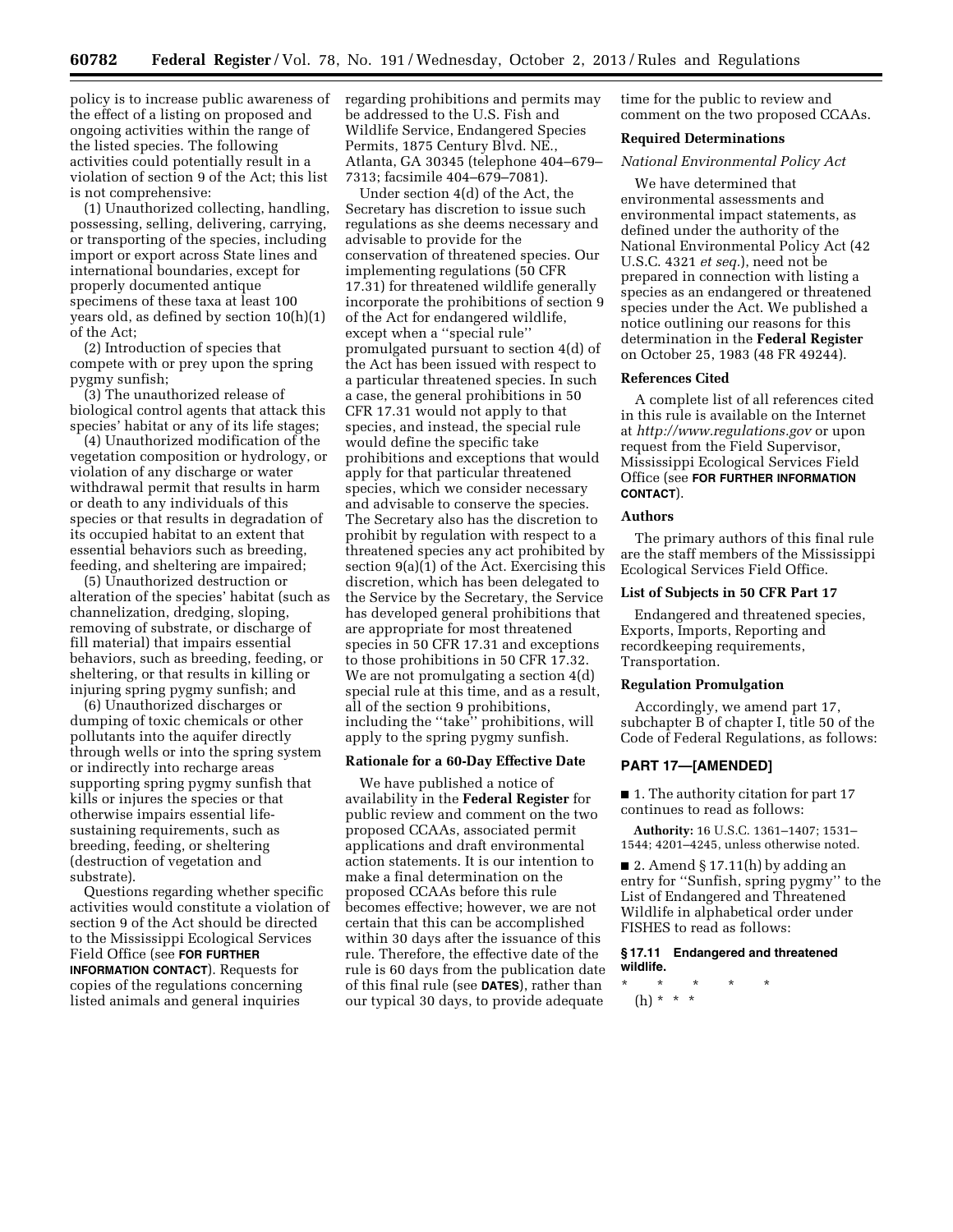policy is to increase public awareness of the effect of a listing on proposed and ongoing activities within the range of the listed species. The following activities could potentially result in a violation of section 9 of the Act; this list is not comprehensive:

(1) Unauthorized collecting, handling, possessing, selling, delivering, carrying, or transporting of the species, including import or export across State lines and international boundaries, except for properly documented antique specimens of these taxa at least 100 years old, as defined by section 10(h)(1) of the Act;

(2) Introduction of species that compete with or prey upon the spring pygmy sunfish;

(3) The unauthorized release of biological control agents that attack this species' habitat or any of its life stages;

(4) Unauthorized modification of the vegetation composition or hydrology, or violation of any discharge or water withdrawal permit that results in harm or death to any individuals of this species or that results in degradation of its occupied habitat to an extent that essential behaviors such as breeding, feeding, and sheltering are impaired;

(5) Unauthorized destruction or alteration of the species' habitat (such as channelization, dredging, sloping, removing of substrate, or discharge of fill material) that impairs essential behaviors, such as breeding, feeding, or sheltering, or that results in killing or injuring spring pygmy sunfish; and

(6) Unauthorized discharges or dumping of toxic chemicals or other pollutants into the aquifer directly through wells or into the spring system or indirectly into recharge areas supporting spring pygmy sunfish that kills or injures the species or that otherwise impairs essential life-sustaining requirements, such as breeding, feeding, or sheltering (destruction of vegetation and substrate).

Questions regarding whether specific activities would constitute a violation of section 9 of the Act should be directed to the Mississippi Ecological Services Field Office (see **FOR FURTHER INFORMATION CONTACT**). Requests for copies of the regulations concerning listed animals and general inquiries regarding prohibitions and permits may be addressed to the U.S. Fish and Wildlife Service, Endangered Species Permits, 1875 Century Blvd. NE., Atlanta, GA 30345 (telephone 404–679–7313; facsimile 404–679–7081).

Under section 4(d) of the Act, the Secretary has discretion to issue such regulations as she deems necessary and advisable to provide for the conservation of threatened species. Our implementing regulations (50 CFR 17.31) for threatened wildlife generally incorporate the prohibitions of section 9 of the Act for endangered wildlife, except when a "special rule" promulgated pursuant to section 4(d) of the Act has been issued with respect to a particular threatened species. In such a case, the general prohibitions in 50 CFR 17.31 would not apply to that species, and instead, the special rule would define the specific take prohibitions and exceptions that would apply for that particular threatened species, which we consider necessary and advisable to conserve the species. The Secretary also has the discretion to prohibit by regulation with respect to a threatened species any act prohibited by section 9(a)(1) of the Act. Exercising this discretion, which has been delegated to the Service by the Secretary, the Service has developed general prohibitions that are appropriate for most threatened species in 50 CFR 17.31 and exceptions to those prohibitions in 50 CFR 17.32. We are not promulgating a section 4(d) special rule at this time, and as a result, all of the section 9 prohibitions, including the "take" prohibitions, will apply to the spring pygmy sunfish.

### Rationale for a 60-Day Effective Date

We have published a notice of availability in the **Federal Register** for public review and comment on the two proposed CCAAs, associated permit applications and draft environmental action statements. It is our intention to make a final determination on the proposed CCAAs before this rule becomes effective; however, we are not certain that this can be accomplished within 30 days after the issuance of this rule. Therefore, the effective date of the rule is 60 days from the publication date of this final rule (see **DATES**), rather than our typical 30 days, to provide adequate time for the public to review and comment on the two proposed CCAAs.

### Required Determinations

*National Environmental Policy Act*

We have determined that environmental assessments and environmental impact statements, as defined under the authority of the National Environmental Policy Act (42 U.S.C. 4321 *et seq.*), need not be prepared in connection with listing a species as an endangered or threatened species under the Act. We published a notice outlining our reasons for this determination in the **Federal Register** on October 25, 1983 (48 FR 49244).

### References Cited

A complete list of all references cited in this rule is available on the Internet at *http://www.regulations.gov* or upon request from the Field Supervisor, Mississippi Ecological Services Field Office (see **FOR FURTHER INFORMATION CONTACT**).

### Authors

The primary authors of this final rule are the staff members of the Mississippi Ecological Services Field Office.

### List of Subjects in 50 CFR Part 17

Endangered and threatened species, Exports, Imports, Reporting and recordkeeping requirements, Transportation.

### Regulation Promulgation

Accordingly, we amend part 17, subchapter B of chapter I, title 50 of the Code of Federal Regulations, as follows:

## PART 17—[AMENDED]

■ 1. The authority citation for part 17 continues to read as follows:

**Authority:** 16 U.S.C. 1361–1407; 1531–1544; 4201–4245, unless otherwise noted.

■ 2. Amend § 17.11(h) by adding an entry for "Sunfish, spring pygmy" to the List of Endangered and Threatened Wildlife in alphabetical order under FISHES to read as follows:

### § 17.11 Endangered and threatened wildlife.

\* \* \* \* \*

(h) \* \* \*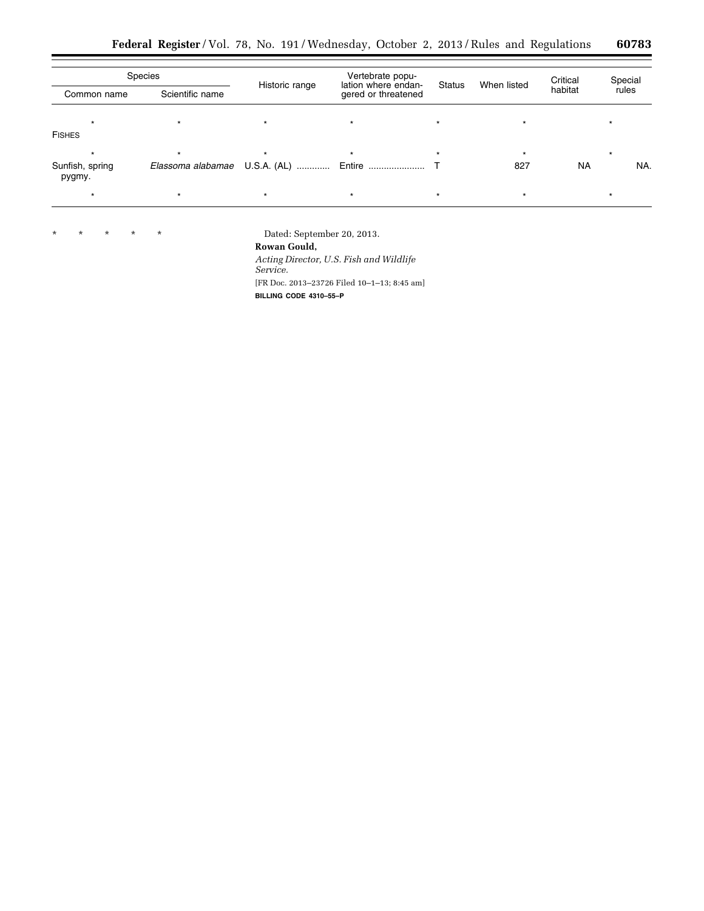| Species | | Historic range | Vertebrate population where endangered or threatened | Status | When listed | Critical habitat | Special rules |
|---|---|---|---|---|---|---|---|
| Common name | Scientific name | | | | | | |
| * | * | * | * | * | * | | * |
| FISHES | | | | | | | |
| * | * | * | * | * | * | | * |
| Sunfish, spring pygmy. | *Elassoma alabamae* | U.S.A. (AL) ............ | Entire ...................... | T | 827 | NA | NA. |
| * | * | * | * | * | * | | * |

\* \* \* \* \*

Dated: September 20, 2013.

**Rowan Gould,**

*Acting Director, U.S. Fish and Wildlife Service.*

[FR Doc. 2013–23726 Filed 10–1–13; 8:45 am]

**BILLING CODE 4310–55–P**